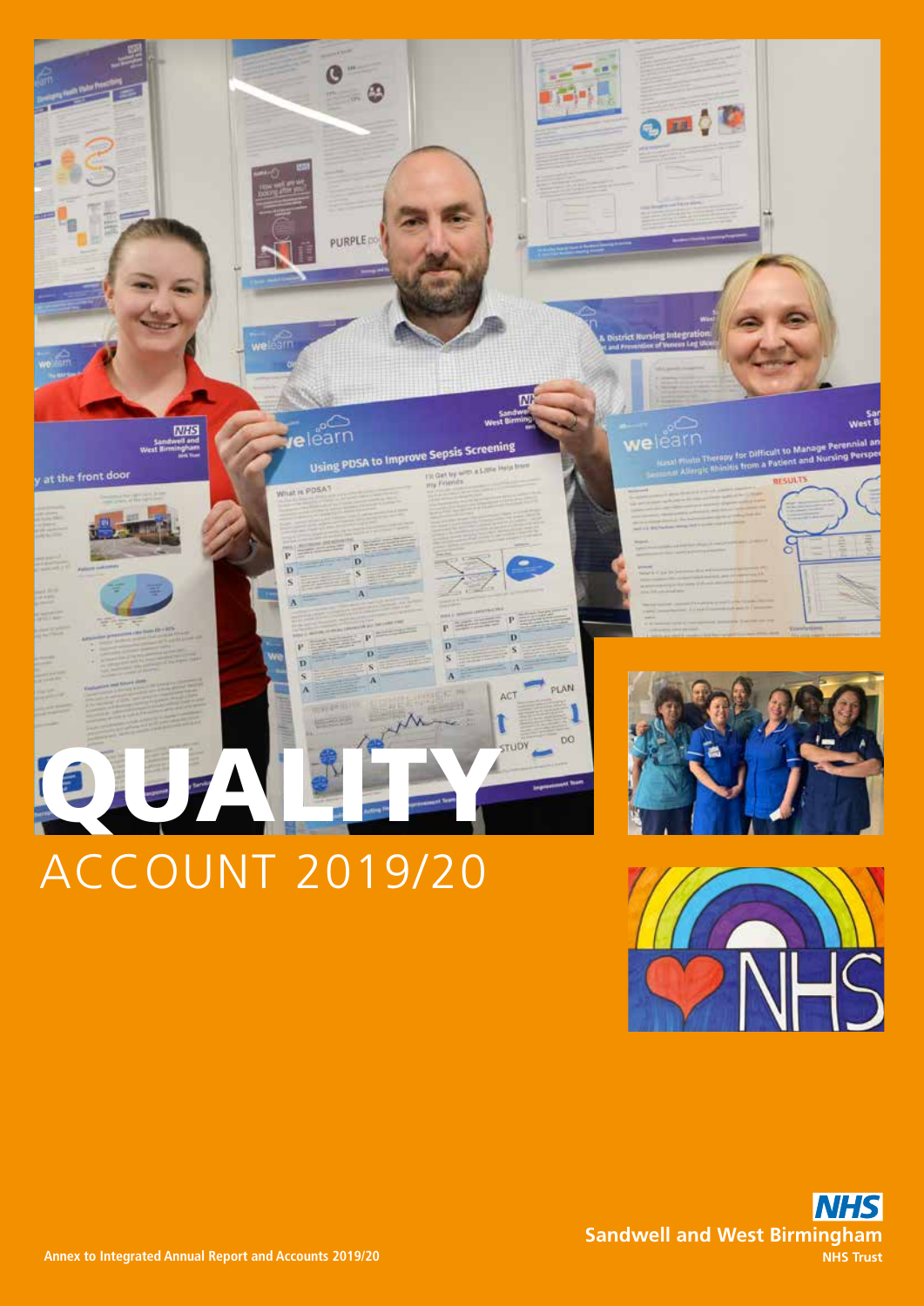# QUALITY

## ACCOUNT 2019/20

Annex to Integrated Annual Report and Accounts 2019/20

NHS
Sandwell and West Birmingham
NHS Trust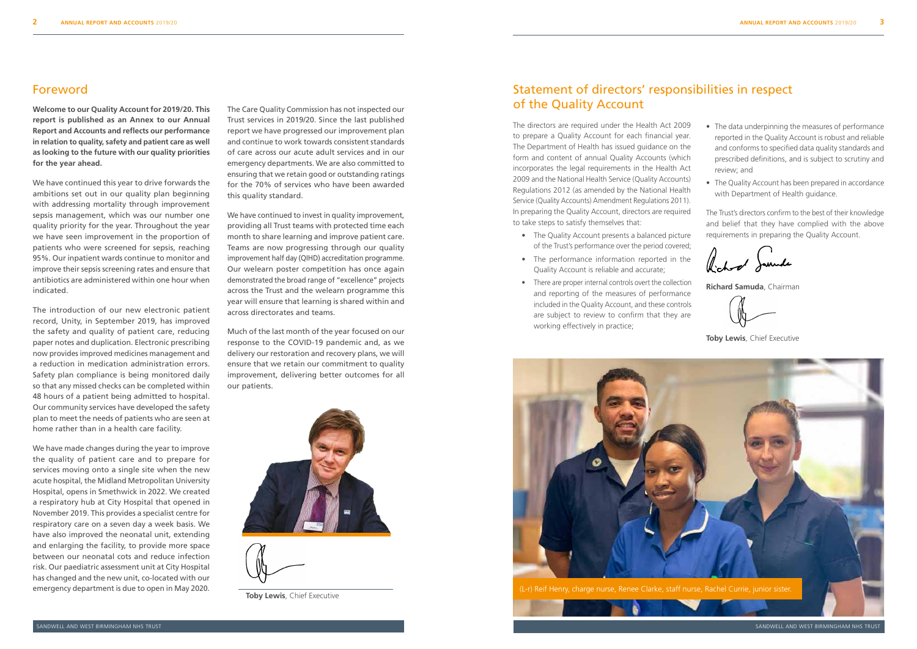## Foreword

**Welcome to our Quality Account for 2019/20. This report is published as an Annex to our Annual Report and Accounts and reflects our performance in relation to quality, safety and patient care as well as looking to the future with our quality priorities for the year ahead.**

We have continued this year to drive forwards the ambitions set out in our quality plan beginning with addressing mortality through improvement sepsis management, which was our number one quality priority for the year. Throughout the year we have seen improvement in the proportion of patients who were screened for sepsis, reaching 95%. Our inpatient wards continue to monitor and improve their sepsis screening rates and ensure that antibiotics are administered within one hour when indicated.

The introduction of our new electronic patient record, Unity, in September 2019, has improved the safety and quality of patient care, reducing paper notes and duplication. Electronic prescribing now provides improved medicines management and a reduction in medication administration errors. Safety plan compliance is being monitored daily so that any missed checks can be completed within 48 hours of a patient being admitted to hospital. Our community services have developed the safety plan to meet the needs of patients who are seen at home rather than in a health care facility.

We have made changes during the year to improve the quality of patient care and to prepare for services moving onto a single site when the new acute hospital, the Midland Metropolitan University Hospital, opens in Smethwick in 2022. We created a respiratory hub at City Hospital that opened in November 2019. This provides a specialist centre for respiratory care on a seven day a week basis. We have also improved the neonatal unit, extending and enlarging the facility, to provide more space between our neonatal cots and reduce infection risk. Our paediatric assessment unit at City Hospital has changed and the new unit, co-located with our emergency department is due to open in May 2020.

The Care Quality Commission has not inspected our Trust services in 2019/20. Since the last published report we have progressed our improvement plan and continue to work towards consistent standards of care across our acute adult services and in our emergency departments. We are also committed to ensuring that we retain good or outstanding ratings for the 70% of services who have been awarded this quality standard.

We have continued to invest in quality improvement, providing all Trust teams with protected time each month to share learning and improve patient care. Teams are now progressing through our quality improvement half day (QIHD) accreditation programme. Our welearn poster competition has once again demonstrated the broad range of "excellence" projects across the Trust and the welearn programme this year will ensure that learning is shared within and across directorates and teams.

Much of the last month of the year focused on our response to the COVID-19 pandemic and, as we delivery our restoration and recovery plans, we will ensure that we retain our commitment to quality improvement, delivering better outcomes for all our patients.

**Toby Lewis**, Chief Executive

## Statement of directors' responsibilities in respect of the Quality Account

The directors are required under the Health Act 2009 to prepare a Quality Account for each financial year. The Department of Health has issued guidance on the form and content of annual Quality Accounts (which incorporates the legal requirements in the Health Act 2009 and the National Health Service (Quality Accounts) Regulations 2012 (as amended by the National Health Service (Quality Accounts) Amendment Regulations 2011). In preparing the Quality Account, directors are required to take steps to satisfy themselves that:

- The Quality Account presents a balanced picture of the Trust's performance over the period covered;
- The performance information reported in the Quality Account is reliable and accurate;
- There are proper internal controls overt the collection and reporting of the measures of performance included in the Quality Account, and these controls are subject to review to confirm that they are working effectively in practice;
- The data underpinning the measures of performance reported in the Quality Account is robust and reliable and conforms to specified data quality standards and prescribed definitions, and is subject to scrutiny and review; and
- The Quality Account has been prepared in accordance with Department of Health guidance.

The Trust's directors confirm to the best of their knowledge and belief that they have complied with the above requirements in preparing the Quality Account.

**Richard Samuda**, Chairman

**Toby Lewis**, Chief Executive

(L-r) Reif Henry, charge nurse, Renee Clarke, staff nurse, Rachel Currie, junior sister.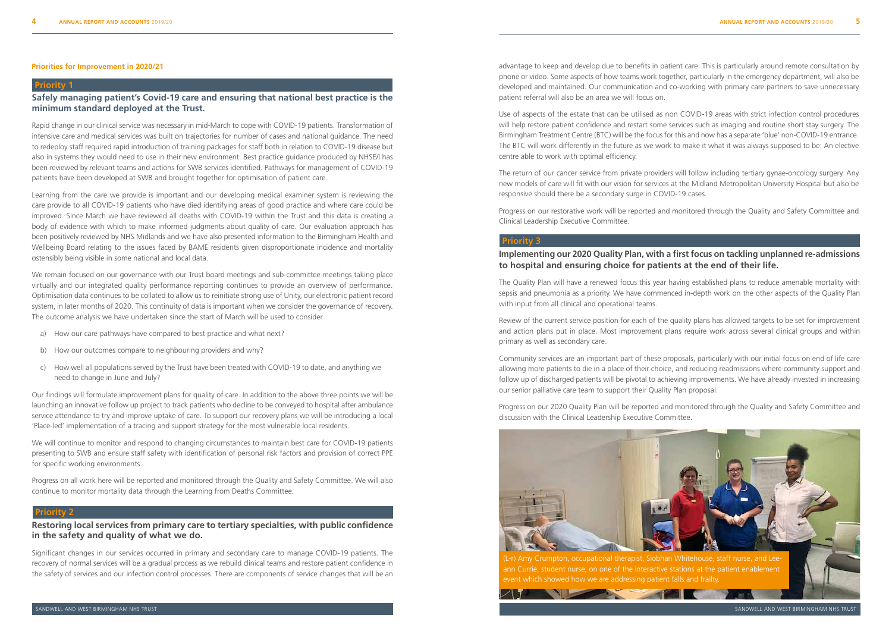### Priorities for Improvement in 2020/21

## Priority 1

### Safely managing patient's Covid-19 care and ensuring that national best practice is the minimum standard deployed at the Trust.

Rapid change in our clinical service was necessary in mid-March to cope with COVID-19 patients. Transformation of intensive care and medical services was built on trajectories for number of cases and national guidance. The need to redeploy staff required rapid introduction of training packages for staff both in relation to COVID-19 disease but also in systems they would need to use in their new environment. Best practice guidance produced by NHSE/I has been reviewed by relevant teams and actions for SWB services identified. Pathways for management of COVID-19 patients have been developed at SWB and brought together for optimisation of patient care.

Learning from the care we provide is important and our developing medical examiner system is reviewing the care provide to all COVID-19 patients who have died identifying areas of good practice and where care could be improved. Since March we have reviewed all deaths with COVID-19 within the Trust and this data is creating a body of evidence with which to make informed judgments about quality of care. Our evaluation approach has been positively reviewed by NHS Midlands and we have also presented information to the Birmingham Health and Wellbeing Board relating to the issues faced by BAME residents given disproportionate incidence and mortality ostensibly being visible in some national and local data.

We remain focused on our governance with our Trust board meetings and sub-committee meetings taking place virtually and our integrated quality performance reporting continues to provide an overview of performance. Optimisation data continues to be collated to allow us to reinitiate strong use of Unity, our electronic patient record system, in later months of 2020. This continuity of data is important when we consider the governance of recovery. The outcome analysis we have undertaken since the start of March will be used to consider

a) How our care pathways have compared to best practice and what next?

b) How our outcomes compare to neighbouring providers and why?

c) How well all populations served by the Trust have been treated with COVID-19 to date, and anything we need to change in June and July?

Our findings will formulate improvement plans for quality of care. In addition to the above three points we will be launching an innovative follow up project to track patients who decline to be conveyed to hospital after ambulance service attendance to try and improve uptake of care. To support our recovery plans we will be introducing a local 'Place-led' implementation of a tracing and support strategy for the most vulnerable local residents.

We will continue to monitor and respond to changing circumstances to maintain best care for COVID-19 patients presenting to SWB and ensure staff safety with identification of personal risk factors and provision of correct PPE for specific working environments.

Progress on all work here will be reported and monitored through the Quality and Safety Committee. We will also continue to monitor mortality data through the Learning from Deaths Committee.

## Priority 2

### Restoring local services from primary care to tertiary specialties, with public confidence in the safety and quality of what we do.

Significant changes in our services occurred in primary and secondary care to manage COVID-19 patients. The recovery of normal services will be a gradual process as we rebuild clinical teams and restore patient confidence in the safety of services and our infection control processes. There are components of service changes that will be an advantage to keep and develop due to benefits in patient care. This is particularly around remote consultation by phone or video. Some aspects of how teams work together, particularly in the emergency department, will also be developed and maintained. Our communication and co-working with primary care partners to save unnecessary patient referral will also be an area we will focus on.

Use of aspects of the estate that can be utilised as non COVID-19 areas with strict infection control procedures will help restore patient confidence and restart some services such as imaging and routine short stay surgery. The Birmingham Treatment Centre (BTC) will be the focus for this and now has a separate 'blue' non-COVID-19 entrance. The BTC will work differently in the future as we work to make it what it was always supposed to be: An elective centre able to work with optimal efficiency.

The return of our cancer service from private providers will follow including tertiary gynae-oncology surgery. Any new models of care will fit with our vision for services at the Midland Metropolitan University Hospital but also be responsive should there be a secondary surge in COVID-19 cases.

Progress on our restorative work will be reported and monitored through the Quality and Safety Committee and Clinical Leadership Executive Committee.

## Priority 3

### Implementing our 2020 Quality Plan, with a first focus on tackling unplanned re-admissions to hospital and ensuring choice for patients at the end of their life.

The Quality Plan will have a renewed focus this year having established plans to reduce amenable mortality with sepsis and pneumonia as a priority. We have commenced in-depth work on the other aspects of the Quality Plan with input from all clinical and operational teams.

Review of the current service position for each of the quality plans has allowed targets to be set for improvement and action plans put in place. Most improvement plans require work across several clinical groups and within primary as well as secondary care.

Community services are an important part of these proposals, particularly with our initial focus on end of life care allowing more patients to die in a place of their choice, and reducing readmissions where community support and follow up of discharged patients will be pivotal to achieving improvements. We have already invested in increasing our senior palliative care team to support their Quality Plan proposal.

Progress on our 2020 Quality Plan will be reported and monitored through the Quality and Safety Committee and discussion with the Clinical Leadership Executive Committee.

(L-r) Amy Crumpton, occupational therapist, Siobhan Whitehouse, staff nurse, and Lee-ann Currie, student nurse, on one of the interactive stations at the patient enablement event which showed how we are addressing patient falls and frailty.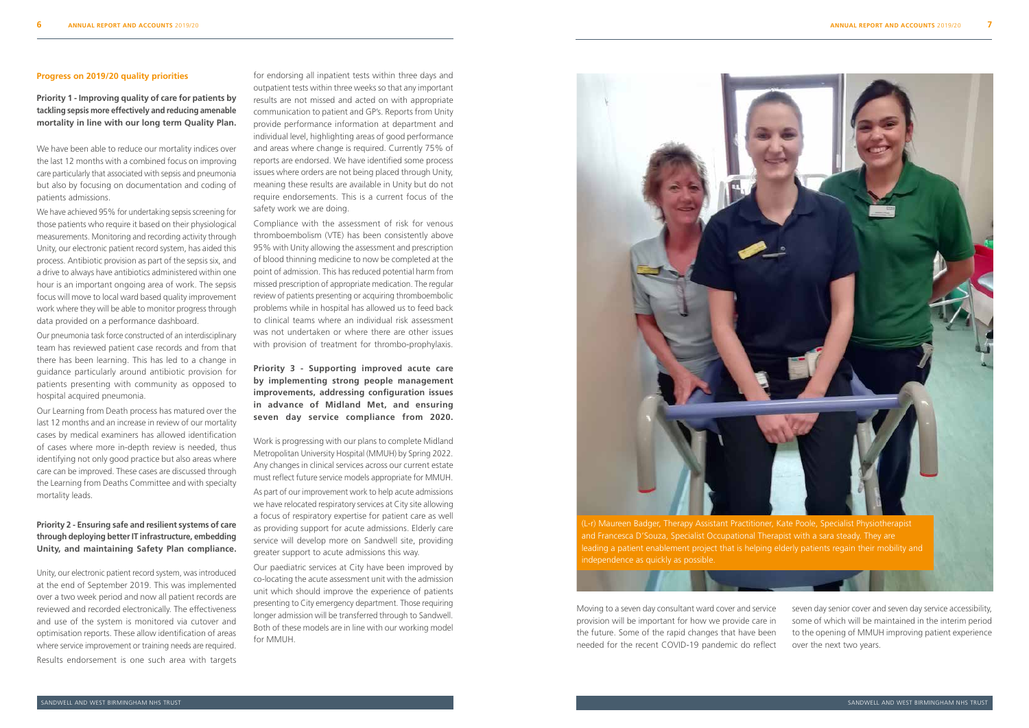## Progress on 2019/20 quality priorities

### Priority 1 - Improving quality of care for patients by tackling sepsis more effectively and reducing amenable mortality in line with our long term Quality Plan.

We have been able to reduce our mortality indices over the last 12 months with a combined focus on improving care particularly that associated with sepsis and pneumonia but also by focusing on documentation and coding of patients admissions.

We have achieved 95% for undertaking sepsis screening for those patients who require it based on their physiological measurements. Monitoring and recording activity through Unity, our electronic patient record system, has aided this process. Antibiotic provision as part of the sepsis six, and a drive to always have antibiotics administered within one hour is an important ongoing area of work. The sepsis focus will move to local ward based quality improvement work where they will be able to monitor progress through data provided on a performance dashboard.

Our pneumonia task force constructed of an interdisciplinary team has reviewed patient case records and from that there has been learning. This has led to a change in guidance particularly around antibiotic provision for patients presenting with community as opposed to hospital acquired pneumonia.

Our Learning from Death process has matured over the last 12 months and an increase in review of our mortality cases by medical examiners has allowed identification of cases where more in-depth review is needed, thus identifying not only good practice but also areas where care can be improved. These cases are discussed through the Learning from Deaths Committee and with specialty mortality leads.

### Priority 2 - Ensuring safe and resilient systems of care through deploying better IT infrastructure, embedding Unity, and maintaining Safety Plan compliance.

Unity, our electronic patient record system, was introduced at the end of September 2019. This was implemented over a two week period and now all patient records are reviewed and recorded electronically. The effectiveness and use of the system is monitored via cutover and optimisation reports. These allow identification of areas where service improvement or training needs are required. Results endorsement is one such area with targets for endorsing all inpatient tests within three days and outpatient tests within three weeks so that any important results are not missed and acted on with appropriate communication to patient and GP's. Reports from Unity provide performance information at department and individual level, highlighting areas of good performance and areas where change is required. Currently 75% of reports are endorsed. We have identified some process issues where orders are not being placed through Unity, meaning these results are available in Unity but do not require endorsements. This is a current focus of the safety work we are doing.

Compliance with the assessment of risk for venous thromboembolism (VTE) has been consistently above 95% with Unity allowing the assessment and prescription of blood thinning medicine to now be completed at the point of admission. This has reduced potential harm from missed prescription of appropriate medication. The regular review of patients presenting or acquiring thromboembolic problems while in hospital has allowed us to feed back to clinical teams where an individual risk assessment was not undertaken or where there are other issues with provision of treatment for thrombo-prophylaxis.

### Priority 3 - Supporting improved acute care by implementing strong people management improvements, addressing configuration issues in advance of Midland Met, and ensuring seven day service compliance from 2020.

Work is progressing with our plans to complete Midland Metropolitan University Hospital (MMUH) by Spring 2022. Any changes in clinical services across our current estate must reflect future service models appropriate for MMUH.

As part of our improvement work to help acute admissions we have relocated respiratory services at City site allowing a focus of respiratory expertise for patient care as well as providing support for acute admissions. Elderly care service will develop more on Sandwell site, providing greater support to acute admissions this way.

Our paediatric services at City have been improved by co-locating the acute assessment unit with the admission unit which should improve the experience of patients presenting to City emergency department. Those requiring longer admission will be transferred through to Sandwell. Both of these models are in line with our working model for MMUH.

(L-r) Maureen Badger, Therapy Assistant Practitioner, Kate Poole, Specialist Physiotherapist and Francesca D'Souza, Specialist Occupational Therapist with a sara steady. They are leading a patient enablement project that is helping elderly patients regain their mobility and independence as quickly as possible.

Moving to a seven day consultant ward cover and service provision will be important for how we provide care in the future. Some of the rapid changes that have been needed for the recent COVID-19 pandemic do reflect seven day senior cover and seven day service accessibility, some of which will be maintained in the interim period to the opening of MMUH improving patient experience over the next two years.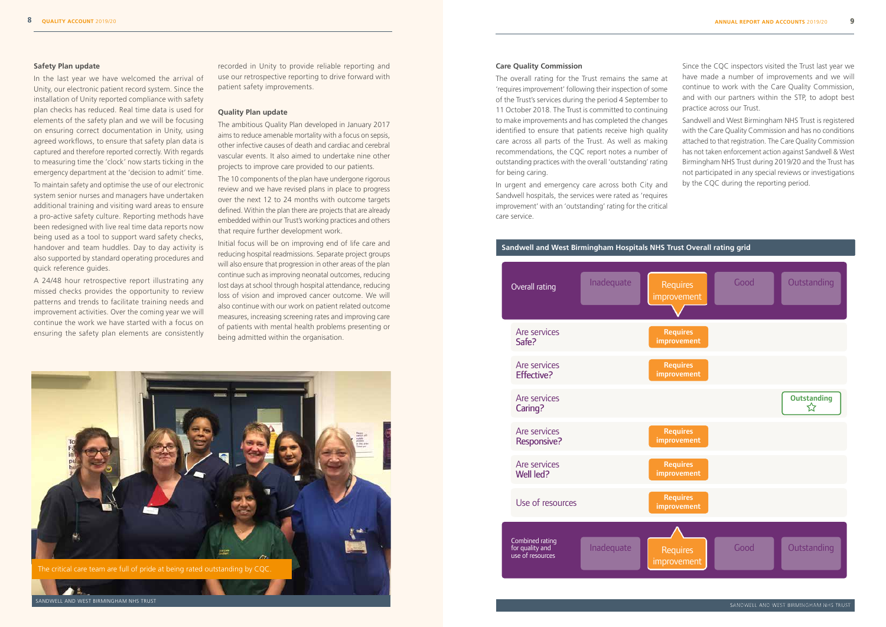### Safety Plan update

In the last year we have welcomed the arrival of Unity, our electronic patient record system. Since the installation of Unity reported compliance with safety plan checks has reduced. Real time data is used for elements of the safety plan and we will be focusing on ensuring correct documentation in Unity, using agreed workflows, to ensure that safety plan data is captured and therefore reported correctly. With regards to measuring time the 'clock' now starts ticking in the emergency department at the 'decision to admit' time.

To maintain safety and optimise the use of our electronic system senior nurses and managers have undertaken additional training and visiting ward areas to ensure a pro-active safety culture. Reporting methods have been redesigned with live real time data reports now being used as a tool to support ward safety checks, handover and team huddles. Day to day activity is also supported by standard operating procedures and quick reference guides.

A 24/48 hour retrospective report illustrating any missed checks provides the opportunity to review patterns and trends to facilitate training needs and improvement activities. Over the coming year we will continue the work we have started with a focus on ensuring the safety plan elements are consistently recorded in Unity to provide reliable reporting and use our retrospective reporting to drive forward with patient safety improvements.

### Quality Plan update

The ambitious Quality Plan developed in January 2017 aims to reduce amenable mortality with a focus on sepsis, other infective causes of death and cardiac and cerebral vascular events. It also aimed to undertake nine other projects to improve care provided to our patients.

The 10 components of the plan have undergone rigorous review and we have revised plans in place to progress over the next 12 to 24 months with outcome targets defined. Within the plan there are projects that are already embedded within our Trust's working practices and others that require further development work.

Initial focus will be on improving end of life care and reducing hospital readmissions. Separate project groups will also ensure that progression in other areas of the plan continue such as improving neonatal outcomes, reducing lost days at school through hospital attendance, reducing loss of vision and improved cancer outcome. We will also continue with our work on patient related outcome measures, increasing screening rates and improving care of patients with mental health problems presenting or being admitted within the organisation.

The critical care team are full of pride at being rated outstanding by CQC.

### Care Quality Commission

The overall rating for the Trust remains the same at 'requires improvement' following their inspection of some of the Trust's services during the period 4 September to 11 October 2018. The Trust is committed to continuing to make improvements and has completed the changes identified to ensure that patients receive high quality care across all parts of the Trust. As well as making recommendations, the CQC report notes a number of outstanding practices with the overall 'outstanding' rating for being caring.

In urgent and emergency care across both City and Sandwell hospitals, the services were rated as 'requires improvement' with an 'outstanding' rating for the critical care service.

Since the CQC inspectors visited the Trust last year we have made a number of improvements and we will continue to work with the Care Quality Commission, and with our partners within the STP, to adopt best practice across our Trust.

Sandwell and West Birmingham NHS Trust is registered with the Care Quality Commission and has no conditions attached to that registration. The Care Quality Commission has not taken enforcement action against Sandwell & West Birmingham NHS Trust during 2019/20 and the Trust has not participated in any special reviews or investigations by the CQC during the reporting period.

**Sandwell and West Birmingham Hospitals NHS Trust Overall rating grid**

| | Inadequate | Requires improvement | Good | Outstanding |
|---|---|---|---|---|
| Overall rating | | Requires improvement | | |
| Are services Safe? | | Requires improvement | | |
| Are services Effective? | | Requires improvement | | |
| Are services Caring? | | | | Outstanding ☆ |
| Are services Responsive? | | Requires improvement | | |
| Are services Well led? | | Requires improvement | | |
| Use of resources | | Requires improvement | | |
| Combined rating for quality and use of resources | | Requires improvement | | |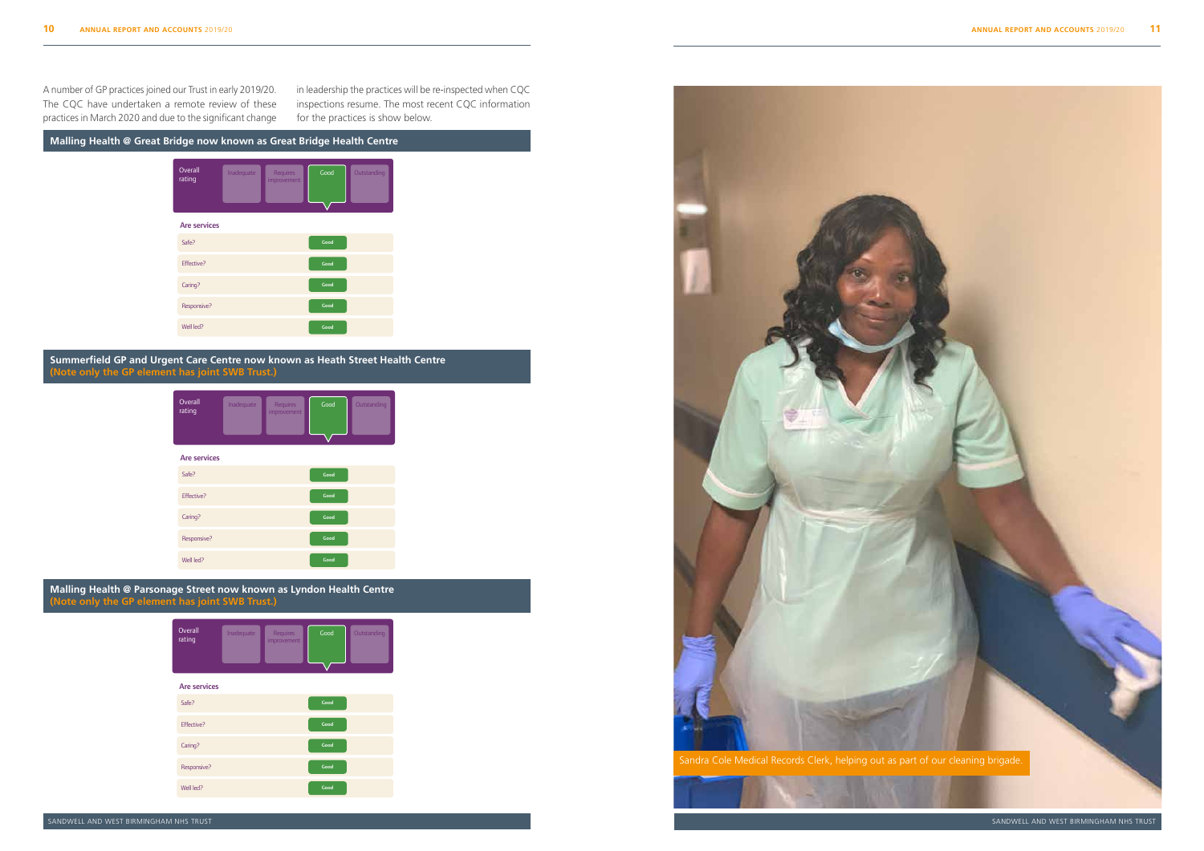A number of GP practices joined our Trust in early 2019/20. The CQC have undertaken a remote review of these practices in March 2020 and due to the significant change in leadership the practices will be re-inspected when CQC inspections resume. The most recent CQC information for the practices is show below.

## Malling Health @ Great Bridge now known as Great Bridge Health Centre

| Overall rating | Inadequate | Requires improvement | Good | Outstanding |
|---|---|---|---|---|
| | | | Good | |

**Are services**

| | |
|---|---|
| Safe? | Good |
| Effective? | Good |
| Caring? | Good |
| Responsive? | Good |
| Well led? | Good |

## Summerfield GP and Urgent Care Centre now known as Heath Street Health Centre (Note only the GP element has joint SWB Trust.)

| Overall rating | Inadequate | Requires improvement | Good | Outstanding |
|---|---|---|---|---|
| | | | Good | |

**Are services**

| | |
|---|---|
| Safe? | Good |
| Effective? | Good |
| Caring? | Good |
| Responsive? | Good |
| Well led? | Good |

## Malling Health @ Parsonage Street now known as Lyndon Health Centre (Note only the GP element has joint SWB Trust.)

| Overall rating | Inadequate | Requires improvement | Good | Outstanding |
|---|---|---|---|---|
| | | | Good | |

**Are services**

| | |
|---|---|
| Safe? | Good |
| Effective? | Good |
| Caring? | Good |
| Responsive? | Good |
| Well led? | Good |

Sandra Cole Medical Records Clerk, helping out as part of our cleaning brigade.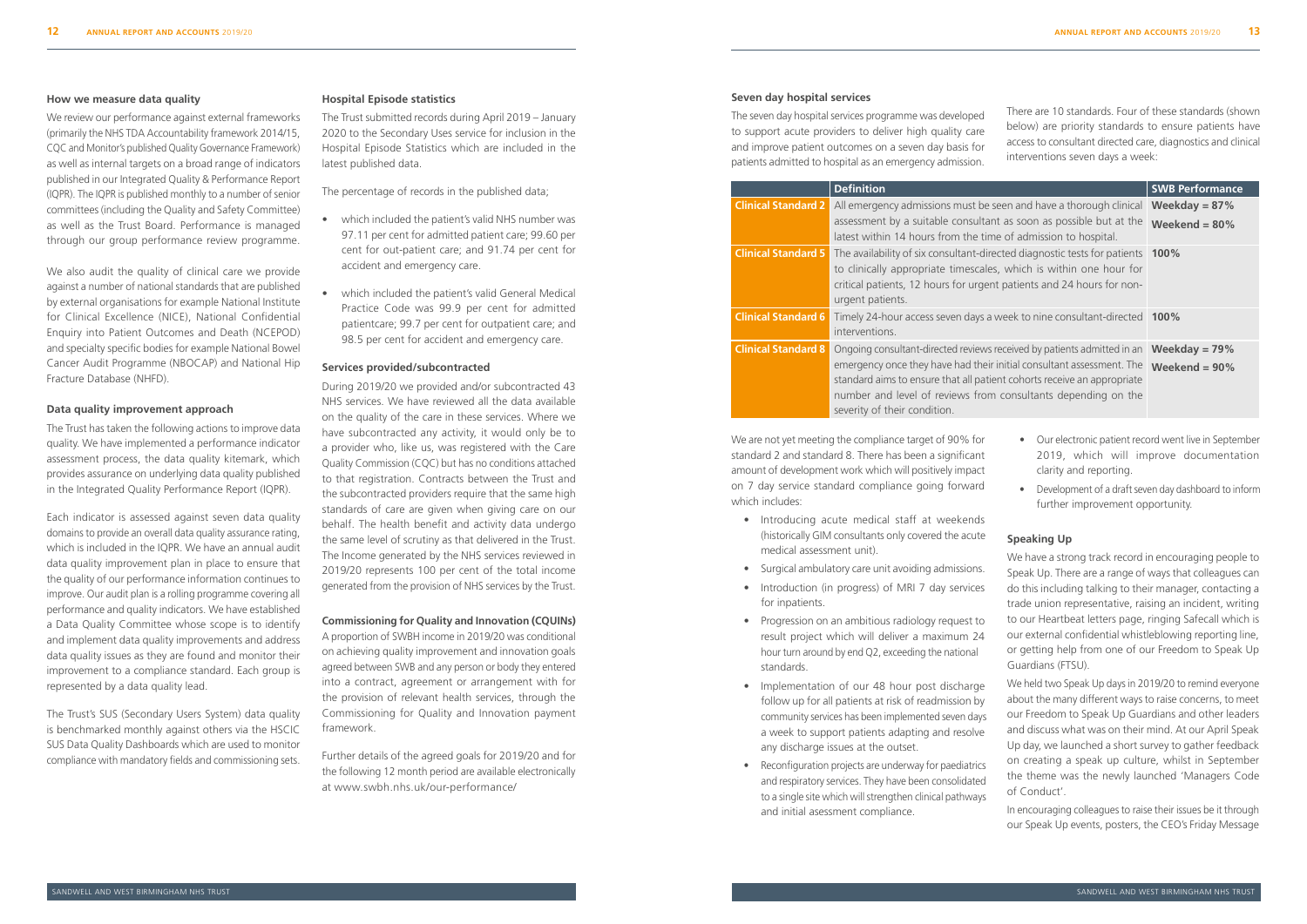### How we measure data quality

We review our performance against external frameworks (primarily the NHS TDA Accountability framework 2014/15, CQC and Monitor's published Quality Governance Framework) as well as internal targets on a broad range of indicators published in our Integrated Quality & Performance Report (IQPR). The IQPR is published monthly to a number of senior committees (including the Quality and Safety Committee) as well as the Trust Board. Performance is managed through our group performance review programme.

We also audit the quality of clinical care we provide against a number of national standards that are published by external organisations for example National Institute for Clinical Excellence (NICE), National Confidential Enquiry into Patient Outcomes and Death (NCEPOD) and specialty specific bodies for example National Bowel Cancer Audit Programme (NBOCAP) and National Hip Fracture Database (NHFD).

### Data quality improvement approach

The Trust has taken the following actions to improve data quality. We have implemented a performance indicator assessment process, the data quality kitemark, which provides assurance on underlying data quality published in the Integrated Quality Performance Report (IQPR).

Each indicator is assessed against seven data quality domains to provide an overall data quality assurance rating, which is included in the IQPR. We have an annual audit data quality improvement plan in place to ensure that the quality of our performance information continues to improve. Our audit plan is a rolling programme covering all performance and quality indicators. We have established a Data Quality Committee whose scope is to identify and implement data quality improvements and address data quality issues as they are found and monitor their improvement to a compliance standard. Each group is represented by a data quality lead.

The Trust's SUS (Secondary Users System) data quality is benchmarked monthly against others via the HSCIC SUS Data Quality Dashboards which are used to monitor compliance with mandatory fields and commissioning sets.

### Hospital Episode statistics

The Trust submitted records during April 2019 – January 2020 to the Secondary Uses service for inclusion in the Hospital Episode Statistics which are included in the latest published data.

The percentage of records in the published data;

- which included the patient's valid NHS number was 97.11 per cent for admitted patient care; 99.60 per cent for out-patient care; and 91.74 per cent for accident and emergency care.
- which included the patient's valid General Medical Practice Code was 99.9 per cent for admitted patientcare; 99.7 per cent for outpatient care; and 98.5 per cent for accident and emergency care.

### Services provided/subcontracted

During 2019/20 we provided and/or subcontracted 43 NHS services. We have reviewed all the data available on the quality of the care in these services. Where we have subcontracted any activity, it would only be to a provider who, like us, was registered with the Care Quality Commission (CQC) but has no conditions attached to that registration. Contracts between the Trust and the subcontracted providers require that the same high standards of care are given when giving care on our behalf. The health benefit and activity data undergo the same level of scrutiny as that delivered in the Trust. The Income generated by the NHS services reviewed in 2019/20 represents 100 per cent of the total income generated from the provision of NHS services by the Trust.

### Commissioning for Quality and Innovation (CQUINs)

A proportion of SWBH income in 2019/20 was conditional on achieving quality improvement and innovation goals agreed between SWB and any person or body they entered into a contract, agreement or arrangement with for the provision of relevant health services, through the Commissioning for Quality and Innovation payment framework.

Further details of the agreed goals for 2019/20 and for the following 12 month period are available electronically at www.swbh.nhs.uk/our-performance/

### Seven day hospital services

The seven day hospital services programme was developed to support acute providers to deliver high quality care and improve patient outcomes on a seven day basis for patients admitted to hospital as an emergency admission.

There are 10 standards. Four of these standards (shown below) are priority standards to ensure patients have access to consultant directed care, diagnostics and clinical interventions seven days a week:

| | Definition | SWB Performance |
|---|---|---|
| **Clinical Standard 2** | All emergency admissions must be seen and have a thorough clinical assessment by a suitable consultant as soon as possible but at the latest within 14 hours from the time of admission to hospital. | **Weekday = 87%** **Weekend = 80%** |
| **Clinical Standard 5** | The availability of six consultant-directed diagnostic tests for patients to clinically appropriate timescales, which is within one hour for critical patients, 12 hours for urgent patients and 24 hours for non-urgent patients. | **100%** |
| **Clinical Standard 6** | Timely 24-hour access seven days a week to nine consultant-directed interventions. | **100%** |
| **Clinical Standard 8** | Ongoing consultant-directed reviews received by patients admitted in an emergency once they have had their initial consultant assessment. The standard aims to ensure that all patient cohorts receive an appropriate number and level of reviews from consultants depending on the severity of their condition. | **Weekday = 79%** **Weekend = 90%** |

We are not yet meeting the compliance target of 90% for standard 2 and standard 8. There has been a significant amount of development work which will positively impact on 7 day service standard compliance going forward which includes:

- Introducing acute medical staff at weekends (historically GIM consultants only covered the acute medical assessment unit).
- Surgical ambulatory care unit avoiding admissions.
- Introduction (in progress) of MRI 7 day services for inpatients.
- Progression on an ambitious radiology request to result project which will deliver a maximum 24 hour turn around by end Q2, exceeding the national standards.
- Implementation of our 48 hour post discharge follow up for all patients at risk of readmission by community services has been implemented seven days a week to support patients adapting and resolve any discharge issues at the outset.
- Reconfiguration projects are underway for paediatrics and respiratory services. They have been consolidated to a single site which will strengthen clinical pathways and initial asessment compliance.
- Our electronic patient record went live in September 2019, which will improve documentation clarity and reporting.
- Development of a draft seven day dashboard to inform further improvement opportunity.

### Speaking Up

We have a strong track record in encouraging people to Speak Up. There are a range of ways that colleagues can do this including talking to their manager, contacting a trade union representative, raising an incident, writing to our Heartbeat letters page, ringing Safecall which is our external confidential whistleblowing reporting line, or getting help from one of our Freedom to Speak Up Guardians (FTSU).

We held two Speak Up days in 2019/20 to remind everyone about the many different ways to raise concerns, to meet our Freedom to Speak Up Guardians and other leaders and discuss what was on their mind. At our April Speak Up day, we launched a short survey to gather feedback on creating a speak up culture, whilst in September the theme was the newly launched 'Managers Code of Conduct'.

In encouraging colleagues to raise their issues be it through our Speak Up events, posters, the CEO's Friday Message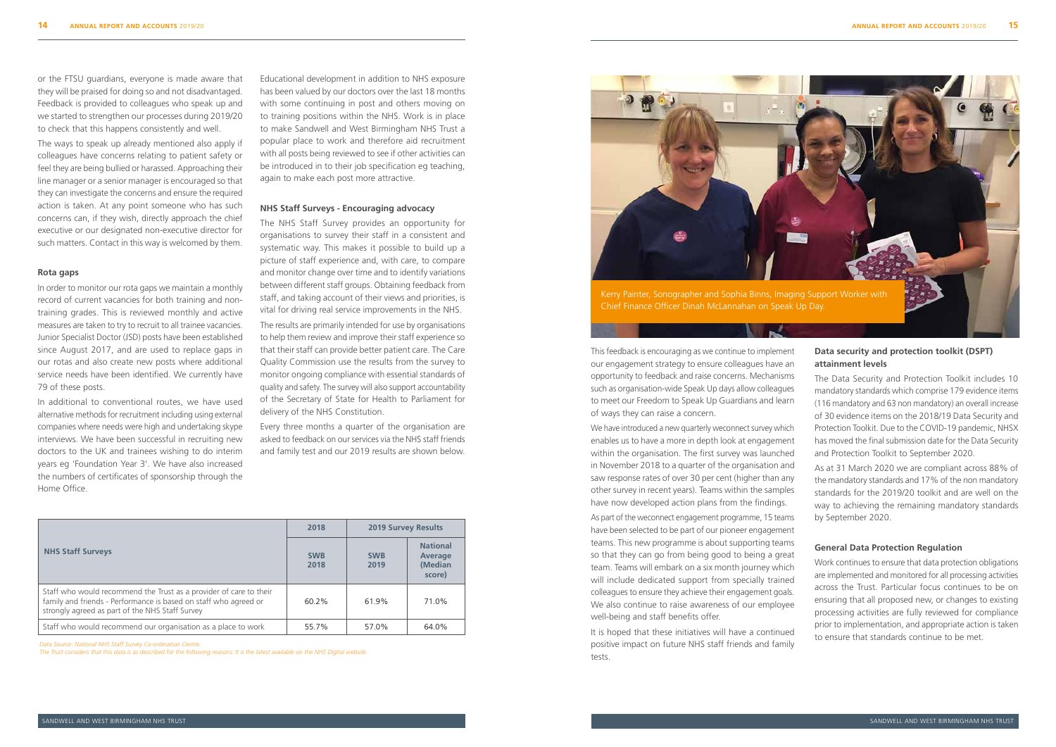or the FTSU guardians, everyone is made aware that they will be praised for doing so and not disadvantaged. Feedback is provided to colleagues who speak up and we started to strengthen our processes during 2019/20 to check that this happens consistently and well.

The ways to speak up already mentioned also apply if colleagues have concerns relating to patient safety or feel they are being bullied or harassed. Approaching their line manager or a senior manager is encouraged so that they can investigate the concerns and ensure the required action is taken. At any point someone who has such concerns can, if they wish, directly approach the chief executive or our designated non-executive director for such matters. Contact in this way is welcomed by them.

### Rota gaps

In order to monitor our rota gaps we maintain a monthly record of current vacancies for both training and non-training grades. This is reviewed monthly and active measures are taken to try to recruit to all trainee vacancies. Junior Specialist Doctor (JSD) posts have been established since August 2017, and are used to replace gaps in our rotas and also create new posts where additional service needs have been identified. We currently have 79 of these posts.

In addition to conventional routes, we have used alternative methods for recruitment including using external companies where needs were high and undertaking skype interviews. We have been successful in recruiting new doctors to the UK and trainees wishing to do interim years eg 'Foundation Year 3'. We have also increased the numbers of certificates of sponsorship through the Home Office.

Educational development in addition to NHS exposure has been valued by our doctors over the last 18 months with some continuing in post and others moving on to training positions within the NHS. Work is in place to make Sandwell and West Birmingham NHS Trust a popular place to work and therefore aid recruitment with all posts being reviewed to see if other activities can be introduced in to their job specification eg teaching, again to make each post more attractive.

### NHS Staff Surveys - Encouraging advocacy

The NHS Staff Survey provides an opportunity for organisations to survey their staff in a consistent and systematic way. This makes it possible to build up a picture of staff experience and, with care, to compare and monitor change over time and to identify variations between different staff groups. Obtaining feedback from staff, and taking account of their views and priorities, is vital for driving real service improvements in the NHS.

The results are primarily intended for use by organisations to help them review and improve their staff experience so that their staff can provide better patient care. The Care Quality Commission use the results from the survey to monitor ongoing compliance with essential standards of quality and safety. The survey will also support accountability of the Secretary of State for Health to Parliament for delivery of the NHS Constitution.

Every three months a quarter of the organisation are asked to feedback on our services via the NHS staff friends and family test and our 2019 results are shown below.

| NHS Staff Surveys | 2018 | 2019 Survey Results | |
|---|---|---|---|
| | SWB 2018 | SWB 2019 | National Average (Median score) |
| Staff who would recommend the Trust as a provider of care to their family and friends - Performance is based on staff who agreed or strongly agreed as part of the NHS Staff Survey | 60.2% | 61.9% | 71.0% |
| Staff who would recommend our organisation as a place to work | 55.7% | 57.0% | 64.0% |

*Data Source: National NHS Staff Survey Co-ordination Centre.*
*The Trust considers that this data is as described for the following reasons: It is the latest available on the NHS Digital website.*

Kerry Painter, Sonographer and Sophia Binns, Imaging Support Worker with Chief Finance Officer Dinah McLannahan on Speak Up Day.

This feedback is encouraging as we continue to implement our engagement strategy to ensure colleagues have an opportunity to feedback and raise concerns. Mechanisms such as organisation-wide Speak Up days allow colleagues to meet our Freedom to Speak Up Guardians and learn of ways they can raise a concern.

We have introduced a new quarterly weconnect survey which enables us to have a more in depth look at engagement within the organisation. The first survey was launched in November 2018 to a quarter of the organisation and saw response rates of over 30 per cent (higher than any other survey in recent years). Teams within the samples have now developed action plans from the findings.

As part of the weconnect engagement programme, 15 teams have been selected to be part of our pioneer engagement teams. This new programme is about supporting teams so that they can go from being good to being a great team. Teams will embark on a six month journey which will include dedicated support from specially trained colleagues to ensure they achieve their engagement goals. We also continue to raise awareness of our employee well-being and staff benefits offer.

It is hoped that these initiatives will have a continued positive impact on future NHS staff friends and family tests.

### Data security and protection toolkit (DSPT) attainment levels

The Data Security and Protection Toolkit includes 10 mandatory standards which comprise 179 evidence items (116 mandatory and 63 non mandatory) an overall increase of 30 evidence items on the 2018/19 Data Security and Protection Toolkit. Due to the COVID-19 pandemic, NHSX has moved the final submission date for the Data Security and Protection Toolkit to September 2020.

As at 31 March 2020 we are compliant across 88% of the mandatory standards and 17% of the non mandatory standards for the 2019/20 toolkit and are well on the way to achieving the remaining mandatory standards by September 2020.

### General Data Protection Regulation

Work continues to ensure that data protection obligations are implemented and monitored for all processing activities across the Trust. Particular focus continues to be on ensuring that all proposed new, or changes to existing processing activities are fully reviewed for compliance prior to implementation, and appropriate action is taken to ensure that standards continue to be met.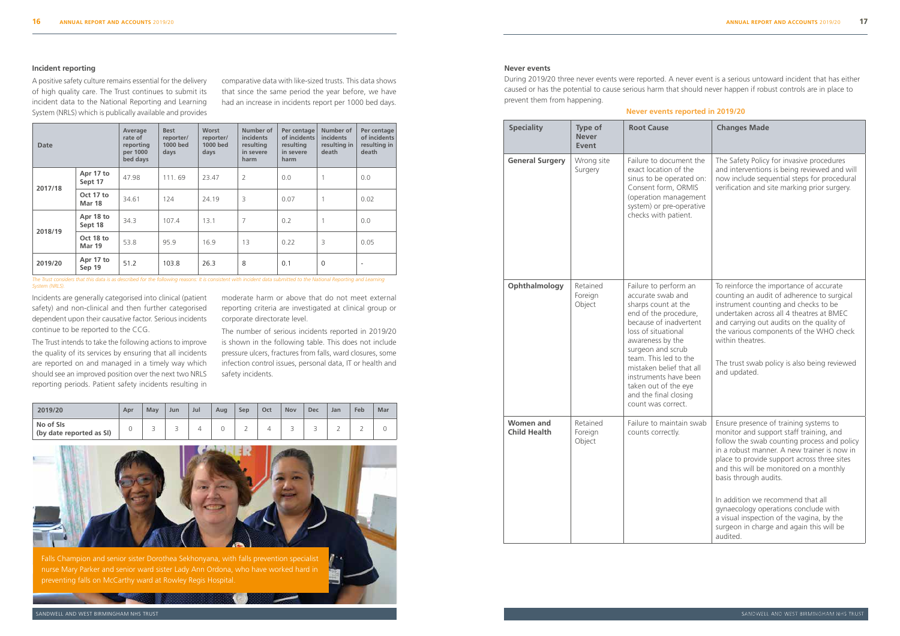## Incident reporting

A positive safety culture remains essential for the delivery of high quality care. The Trust continues to submit its incident data to the National Reporting and Learning System (NRLS) which is publically available and provides comparative data with like-sized trusts. This data shows that since the same period the year before, we have had an increase in incidents report per 1000 bed days.

| Date | | Average rate of reporting per 1000 bed days | Best reporter/ 1000 bed days | Worst reporter/ 1000 bed days | Number of incidents resulting in severe harm | Per centage of incidents resulting in severe harm | Number of incidents resulting in death | Per centage of incidents resulting in death |
|---|---|---|---|---|---|---|---|---|
| 2017/18 | Apr 17 to Sept 17 | 47.98 | 111. 69 | 23.47 | 2 | 0.0 | 1 | 0.0 |
| | Oct 17 to Mar 18 | 34.61 | 124 | 24.19 | 3 | 0.07 | 1 | 0.02 |
| 2018/19 | Apr 18 to Sept 18 | 34.3 | 107.4 | 13.1 | 7 | 0.2 | 1 | 0.0 |
| | Oct 18 to Mar 19 | 53.8 | 95.9 | 16.9 | 13 | 0.22 | 3 | 0.05 |
| 2019/20 | Apr 17 to Sep 19 | 51.2 | 103.8 | 26.3 | 8 | 0.1 | 0 | - |

*The Trust considers that this data is as described for the following reasons: It is consistent with incident data submitted to the National Reporting and Learning System (NRLS).*

Incidents are generally categorised into clinical (patient safety) and non-clinical and then further categorised dependent upon their causative factor. Serious incidents continue to be reported to the CCG.

The Trust intends to take the following actions to improve the quality of its services by ensuring that all incidents are reported on and managed in a timely way which should see an improved position over the next two NRLS reporting periods. Patient safety incidents resulting in moderate harm or above that do not meet external reporting criteria are investigated at clinical group or corporate directorate level.

The number of serious incidents reported in 2019/20 is shown in the following table. This does not include pressure ulcers, fractures from falls, ward closures, some infection control issues, personal data, IT or health and safety incidents.

| 2019/20 | Apr | May | Jun | Jul | Aug | Sep | Oct | Nov | Dec | Jan | Feb | Mar |
|---|---|---|---|---|---|---|---|---|---|---|---|---|
| No of SIs (by date reported as SI) | 0 | 3 | 3 | 4 | 0 | 2 | 4 | 3 | 3 | 2 | 2 | 0 |

Falls Champion and senior sister Dorothea Sekhonyana, with falls prevention specialist nurse Mary Parker and senior ward sister Lady Ann Ordona, who have worked hard in preventing falls on McCarthy ward at Rowley Regis Hospital.

## Never events

During 2019/20 three never events were reported. A never event is a serious untoward incident that has either caused or has the potential to cause serious harm that should never happen if robust controls are in place to prevent them from happening.

**Never events reported in 2019/20**

| Speciality | Type of Never Event | Root Cause | Changes Made |
|---|---|---|---|
| General Surgery | Wrong site Surgery | Failure to document the exact location of the sinus to be operated on: Consent form, ORMIS (operation management system) or pre-operative checks with patient. | The Safety Policy for invasive procedures and interventions is being reviewed and will now include sequential steps for procedural verification and site marking prior surgery. |
| Ophthalmology | Retained Foreign Object | Failure to perform an accurate swab and sharps count at the end of the procedure, because of inadvertent loss of situational awareness by the surgeon and scrub team. This led to the mistaken belief that all instruments have been taken out of the eye and the final closing count was correct. | To reinforce the importance of accurate counting an audit of adherence to surgical instrument counting and checks to be undertaken across all 4 theatres at BMEC and carrying out audits on the quality of the various components of the WHO check within theatres.<br><br>The trust swab policy is also being reviewed and updated. |
| Women and Child Health | Retained Foreign Object | Failure to maintain swab counts correctly. | Ensure presence of training systems to monitor and support staff training, and follow the swab counting process and policy in a robust manner. A new trainer is now in place to provide support across three sites and this will be monitored on a monthly basis through audits.<br><br>In addition we recommend that all gynaecology operations conclude with a visual inspection of the vagina, by the surgeon in charge and again this will be audited. |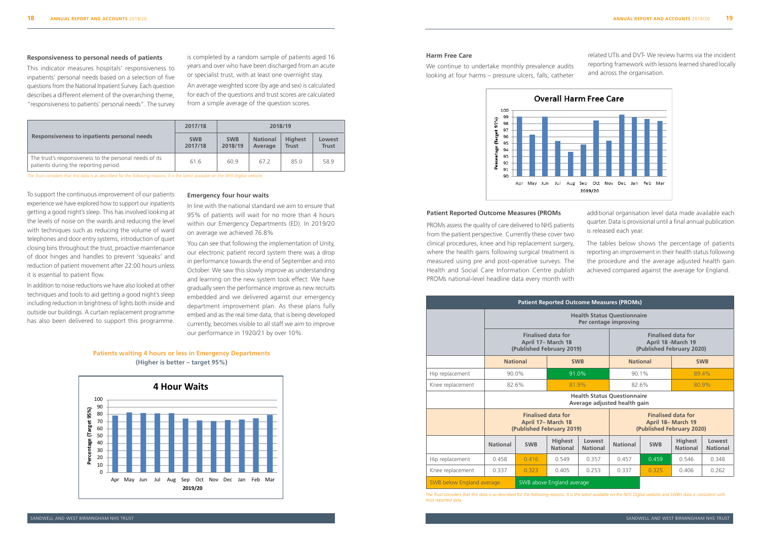### Responsiveness to personal needs of patients

This indicator measures hospitals' responsiveness to inpatients' personal needs based on a selection of five questions from the National Inpatient Survey. Each question describes a different element of the overarching theme, "responsiveness to patients' personal needs". The survey is completed by a random sample of patients aged 16 years and over who have been discharged from an acute or specialist trust, with at least one overnight stay.

An average weighted score (by age and sex) is calculated for each of the questions and trust scores are calculated from a simple average of the question scores.

| Responsiveness to inpatients personal needs | 2017/18 | 2018/19 | | | |
|---|---|---|---|---|---|
| | SWB 2017/18 | SWB 2018/19 | National Average | Highest Trust | Lowest Trust |
| The trust's responsiveness to the personal needs of its patients during the reporting period. | 61.6 | 60.9 | 67.2 | 85.0 | 58.9 |

*The Trust considers that this data is as described for the following reasons: It is the latest available on the NHS Digital website.*

To support the continuous improvement of our patients experience we have explored how to support our inpatients getting a good night's sleep. This has involved looking at the levels of noise on the wards and reducing the level with techniques such as reducing the volume of ward telephones and door entry systems, introduction of quiet closing bins throughout the trust, proactive maintenance of door hinges and handles to prevent 'squeaks' and reduction of patient movement after 22:00 hours unless it is essential to patient flow.

In addition to noise reductions we have also looked at other techniques and tools to aid getting a good night's sleep including reduction in brightness of lights both inside and outside our buildings. A curtain replacement programme has also been delivered to support this programme.

### Emergency four hour waits

In line with the national standard we aim to ensure that 95% of patients will wait for no more than 4 hours within our Emergency Departments (ED). In 2019/20 on average we achieved 76.8%

You can see that following the implementation of Unity, our electronic patient record system there was a drop in performance towards the end of September and into October. We saw this slowly improve as understanding and learning on the new system took effect. We have gradually seen the performance improve as new recruits embedded and we delivered against our emergency department improvement plan. As these plans fully embed and as the real time data, that is being developed currently, becomes visible to all staff we aim to improve our performance in 1920/21 by over 10%.

**Patients waiting 4 hours or less in Emergency Departments (Higher is better – target 95%)**

### Harm Free Care

We continue to undertake monthly prevalence audits looking at four harms – pressure ulcers, falls; catheter related UTIs and DVT- We review harms via the incident reporting framework with lessons learned shared locally and across the organisation.

### Patient Reported Outcome Measures (PROMs

PROMs assess the quality of care delivered to NHS patients from the patient perspective. Currently these cover two clinical procedures, knee and hip replacement surgery, where the health gains following surgical treatment is measured using pre and post-operative surveys. The Health and Social Care Information Centre publish PROMs national-level headline data every month with additional organisation level data made available each quarter. Data is provisional until a final annual publication is released each year.

The tables below shows the percentage of patients reporting an improvement in their health status following the procedure and the average adjusted health gain achieved compared against the average for England.

| Patient Reported Outcome Measures (PROMs) | | | | | | | | |
|---|---|---|---|---|---|---|---|---|
| | Health Status Questionnaire Per centage improving | | | | | | | |
| | Finalised data for April 17– March 18 (Published February 2019) | | | | Finalised data for April 18 -March 19 (Published February 2020) | | | |
| | National | | SWB | | National | | SWB | |
| Hip replacement | 90.0% | | 91.0% | | 90.1% | | 89.4% | |
| Knee replacement | 82.6% | | 81.9% | | 82.6% | | 80.9% | |
| | Health Status Questionnaire Average adjusted health gain | | | | | | | |
| | Finalised data for April 17– March 18 (Published February 2019) | | | | Finalised data for April 18– March 19 (Published February 2020) | | | |
| | National | SWB | Highest National | Lowest National | National | SWB | Highest National | Lowest National |
| Hip replacement | 0.458 | 0.416 | 0.549 | 0.357 | 0.457 | 0.459 | 0.546 | 0.348 |
| Knee replacement | 0.337 | 0.323 | 0.405 | 0.253 | 0.337 | 0.325 | 0.406 | 0.262 |

SWB below England average | SWB above England average

*The Trust considers that this data is as described for the following reasons: It is the latest available on the NHS Digital website and SWBH data is consistent with trust reported data.*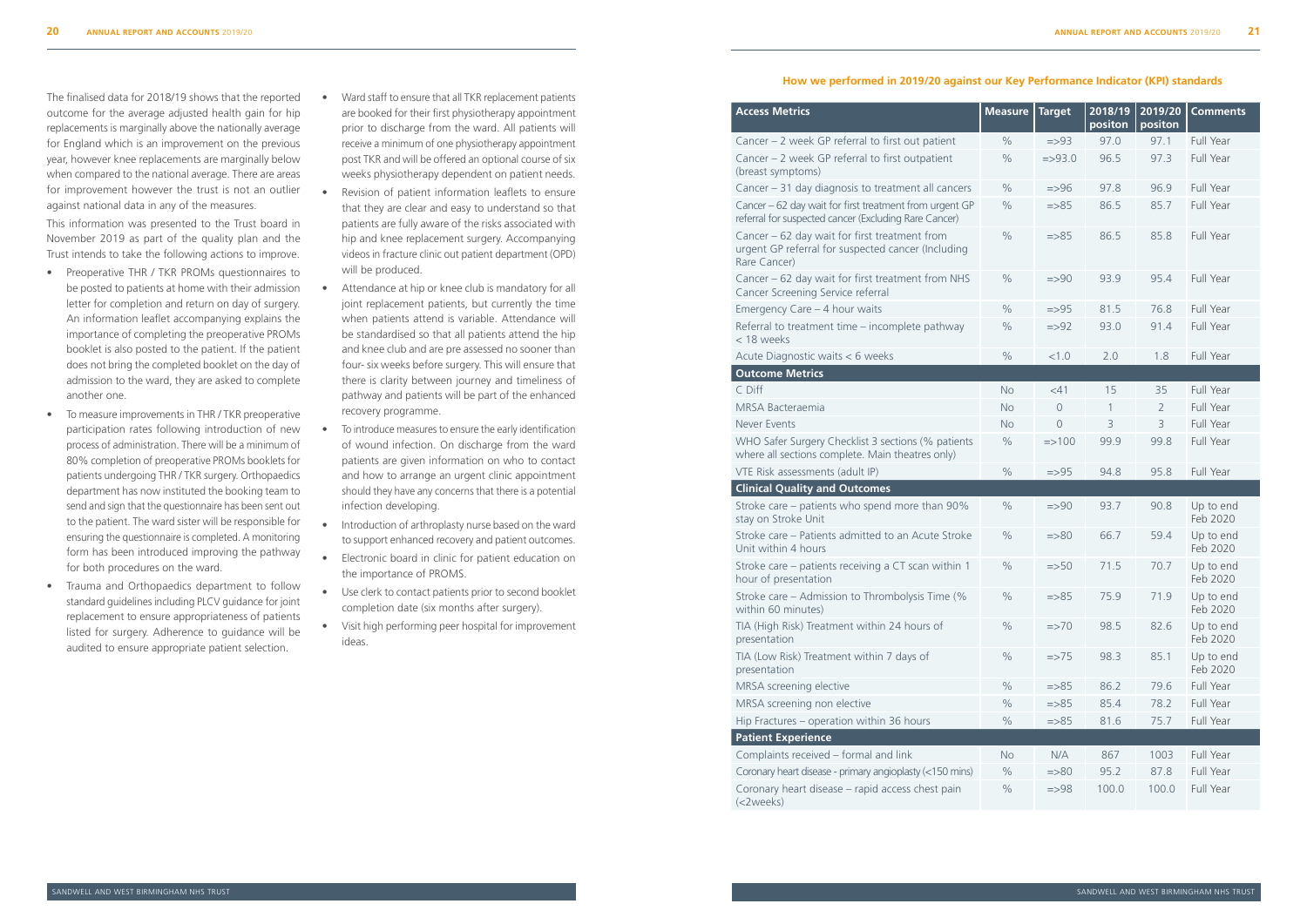The finalised data for 2018/19 shows that the reported outcome for the average adjusted health gain for hip replacements is marginally above the nationally average for England which is an improvement on the previous year, however knee replacements are marginally below when compared to the national average. There are areas for improvement however the trust is not an outlier against national data in any of the measures.

This information was presented to the Trust board in November 2019 as part of the quality plan and the Trust intends to take the following actions to improve.

- Preoperative THR / TKR PROMs questionnaires to be posted to patients at home with their admission letter for completion and return on day of surgery. An information leaflet accompanying explains the importance of completing the preoperative PROMs booklet is also posted to the patient. If the patient does not bring the completed booklet on the day of admission to the ward, they are asked to complete another one.
- To measure improvements in THR / TKR preoperative participation rates following introduction of new process of administration. There will be a minimum of 80% completion of preoperative PROMs booklets for patients undergoing THR / TKR surgery. Orthopaedics department has now instituted the booking team to send and sign that the questionnaire has been sent out to the patient. The ward sister will be responsible for ensuring the questionnaire is completed. A monitoring form has been introduced improving the pathway for both procedures on the ward.
- Trauma and Orthopaedics department to follow standard guidelines including PLCV guidance for joint replacement to ensure appropriateness of patients listed for surgery. Adherence to guidance will be audited to ensure appropriate patient selection.
- Ward staff to ensure that all TKR replacement patients are booked for their first physiotherapy appointment prior to discharge from the ward. All patients will receive a minimum of one physiotherapy appointment post TKR and will be offered an optional course of six weeks physiotherapy dependent on patient needs.
- Revision of patient information leaflets to ensure that they are clear and easy to understand so that patients are fully aware of the risks associated with hip and knee replacement surgery. Accompanying videos in fracture clinic out patient department (OPD) will be produced.
- Attendance at hip or knee club is mandatory for all joint replacement patients, but currently the time when patients attend is variable. Attendance will be standardised so that all patients attend the hip and knee club and are pre assessed no sooner than four- six weeks before surgery. This will ensure that there is clarity between journey and timeliness of pathway and patients will be part of the enhanced recovery programme.
- To introduce measures to ensure the early identification of wound infection. On discharge from the ward patients are given information on who to contact and how to arrange an urgent clinic appointment should they have any concerns that there is a potential infection developing.
- Introduction of arthroplasty nurse based on the ward to support enhanced recovery and patient outcomes.
- Electronic board in clinic for patient education on the importance of PROMS.
- Use clerk to contact patients prior to second booklet completion date (six months after surgery).
- Visit high performing peer hospital for improvement ideas.

### How we performed in 2019/20 against our Key Performance Indicator (KPI) standards

| Access Metrics | Measure | Target | 2018/19 positon | 2019/20 positon | Comments |
|---|---|---|---|---|---|
| Cancer – 2 week GP referral to first out patient | % | =>93 | 97.0 | 97.1 | Full Year |
| Cancer – 2 week GP referral to first outpatient (breast symptoms) | % | =>93.0 | 96.5 | 97.3 | Full Year |
| Cancer – 31 day diagnosis to treatment all cancers | % | =>96 | 97.8 | 96.9 | Full Year |
| Cancer – 62 day wait for first treatment from urgent GP referral for suspected cancer (Excluding Rare Cancer) | % | =>85 | 86.5 | 85.7 | Full Year |
| Cancer – 62 day wait for first treatment from urgent GP referral for suspected cancer (Including Rare Cancer) | % | =>85 | 86.5 | 85.8 | Full Year |
| Cancer – 62 day wait for first treatment from NHS Cancer Screening Service referral | % | =>90 | 93.9 | 95.4 | Full Year |
| Emergency Care – 4 hour waits | % | =>95 | 81.5 | 76.8 | Full Year |
| Referral to treatment time – incomplete pathway < 18 weeks | % | =>92 | 93.0 | 91.4 | Full Year |
| Acute Diagnostic waits < 6 weeks | % | <1.0 | 2.0 | 1.8 | Full Year |
| **Outcome Metrics** | | | | | |
| C Diff | No | <41 | 15 | 35 | Full Year |
| MRSA Bacteraemia | No | 0 | 1 | 2 | Full Year |
| Never Events | No | 0 | 3 | 3 | Full Year |
| WHO Safer Surgery Checklist 3 sections (% patients where all sections complete. Main theatres only) | % | =>100 | 99.9 | 99.8 | Full Year |
| VTE Risk assessments (adult IP) | % | =>95 | 94.8 | 95.8 | Full Year |
| **Clinical Quality and Outcomes** | | | | | |
| Stroke care – patients who spend more than 90% stay on Stroke Unit | % | =>90 | 93.7 | 90.8 | Up to end Feb 2020 |
| Stroke care – Patients admitted to an Acute Stroke Unit within 4 hours | % | =>80 | 66.7 | 59.4 | Up to end Feb 2020 |
| Stroke care – patients receiving a CT scan within 1 hour of presentation | % | =>50 | 71.5 | 70.7 | Up to end Feb 2020 |
| Stroke care – Admission to Thrombolysis Time (% within 60 minutes) | % | =>85 | 75.9 | 71.9 | Up to end Feb 2020 |
| TIA (High Risk) Treatment within 24 hours of presentation | % | =>70 | 98.5 | 82.6 | Up to end Feb 2020 |
| TIA (Low Risk) Treatment within 7 days of presentation | % | =>75 | 98.3 | 85.1 | Up to end Feb 2020 |
| MRSA screening elective | % | =>85 | 86.2 | 79.6 | Full Year |
| MRSA screening non elective | % | =>85 | 85.4 | 78.2 | Full Year |
| Hip Fractures – operation within 36 hours | % | =>85 | 81.6 | 75.7 | Full Year |
| **Patient Experience** | | | | | |
| Complaints received – formal and link | No | N/A | 867 | 1003 | Full Year |
| Coronary heart disease - primary angioplasty (<150 mins) | % | =>80 | 95.2 | 87.8 | Full Year |
| Coronary heart disease – rapid access chest pain (<2weeks) | % | =>98 | 100.0 | 100.0 | Full Year |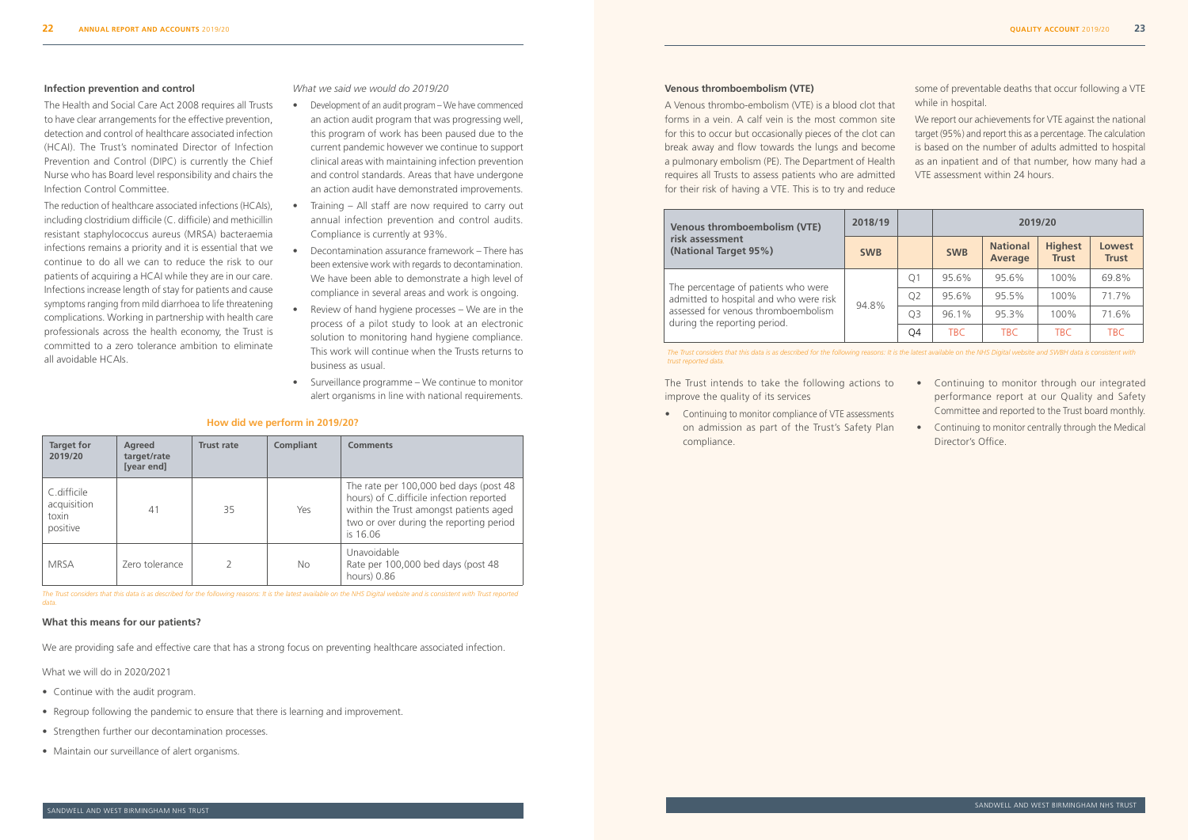### Infection prevention and control

The Health and Social Care Act 2008 requires all Trusts to have clear arrangements for the effective prevention, detection and control of healthcare associated infection (HCAI). The Trust's nominated Director of Infection Prevention and Control (DIPC) is currently the Chief Nurse who has Board level responsibility and chairs the Infection Control Committee.

The reduction of healthcare associated infections (HCAIs), including clostridium difficile (C. difficile) and methicillin resistant staphylococcus aureus (MRSA) bacteraemia infections remains a priority and it is essential that we continue to do all we can to reduce the risk to our patients of acquiring a HCAI while they are in our care. Infections increase length of stay for patients and cause symptoms ranging from mild diarrhoea to life threatening complications. Working in partnership with health care professionals across the health economy, the Trust is committed to a zero tolerance ambition to eliminate all avoidable HCAIs.

*What we said we would do 2019/20*

- Development of an audit program – We have commenced an action audit program that was progressing well, this program of work has been paused due to the current pandemic however we continue to support clinical areas with maintaining infection prevention and control standards. Areas that have undergone an action audit have demonstrated improvements.
- Training – All staff are now required to carry out annual infection prevention and control audits. Compliance is currently at 93%.
- Decontamination assurance framework – There has been extensive work with regards to decontamination. We have been able to demonstrate a high level of compliance in several areas and work is ongoing.
- Review of hand hygiene processes – We are in the process of a pilot study to look at an electronic solution to monitoring hand hygiene compliance. This work will continue when the Trusts returns to business as usual.
- Surveillance programme – We continue to monitor alert organisms in line with national requirements.

#### How did we perform in 2019/20?

| Target for 2019/20 | Agreed target/rate [year end] | Trust rate | Compliant | Comments |
|---|---|---|---|---|
| C.difficile acquisition toxin positive | 41 | 35 | Yes | The rate per 100,000 bed days (post 48 hours) of C.difficile infection reported within the Trust amongst patients aged two or over during the reporting period is 16.06 |
| MRSA | Zero tolerance | 2 | No | Unavoidable Rate per 100,000 bed days (post 48 hours) 0.86 |

*The Trust considers that this data is as described for the following reasons: It is the latest available on the NHS Digital website and is consistent with Trust reported data.*

### What this means for our patients?

We are providing safe and effective care that has a strong focus on preventing healthcare associated infection.

What we will do in 2020/2021

- Continue with the audit program.
- Regroup following the pandemic to ensure that there is learning and improvement.
- Strengthen further our decontamination processes.
- Maintain our surveillance of alert organisms.

### Venous thromboembolism (VTE)

A Venous thrombo-embolism (VTE) is a blood clot that forms in a vein. A calf vein is the most common site for this to occur but occasionally pieces of the clot can break away and flow towards the lungs and become a pulmonary embolism (PE). The Department of Health requires all Trusts to assess patients who are admitted for their risk of having a VTE. This is to try and reduce some of preventable deaths that occur following a VTE while in hospital.

We report our achievements for VTE against the national target (95%) and report this as a percentage. The calculation is based on the number of adults admitted to hospital as an inpatient and of that number, how many had a VTE assessment within 24 hours.

| Venous thromboembolism (VTE) risk assessment (National Target 95%) | 2018/19 | | 2019/20 | | | |
|---|---|---|---|---|---|---|
| | SWB | | SWB | National Average | Highest Trust | Lowest Trust |
| The percentage of patients who were admitted to hospital and who were risk assessed for venous thromboembolism during the reporting period. | 94.8% | Q1 | 95.6% | 95.6% | 100% | 69.8% |
| | | Q2 | 95.6% | 95.5% | 100% | 71.7% |
| | | Q3 | 96.1% | 95.3% | 100% | 71.6% |
| | | Q4 | TBC | TBC | TBC | TBC |

*The Trust considers that this data is as described for the following reasons: It is the latest available on the NHS Digital website and SWBH data is consistent with trust reported data.*

The Trust intends to take the following actions to improve the quality of its services

- Continuing to monitor compliance of VTE assessments on admission as part of the Trust's Safety Plan compliance.
- Continuing to monitor through our integrated performance report at our Quality and Safety Committee and reported to the Trust board monthly.
- Continuing to monitor centrally through the Medical Director's Office.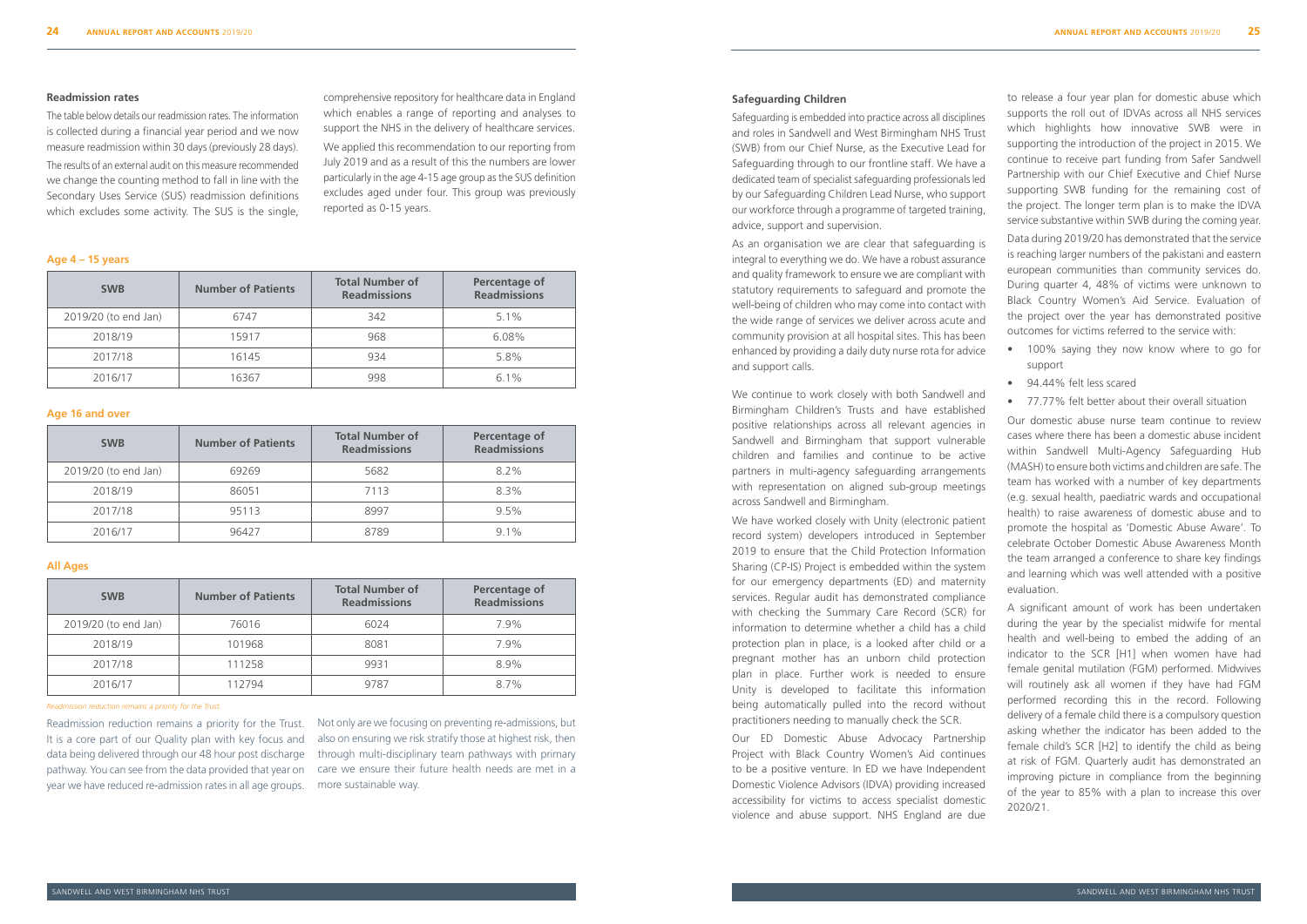## Readmission rates

The table below details our readmission rates. The information is collected during a financial year period and we now measure readmission within 30 days (previously 28 days).

The results of an external audit on this measure recommended we change the counting method to fall in line with the Secondary Uses Service (SUS) readmission definitions which excludes some activity. The SUS is the single, comprehensive repository for healthcare data in England which enables a range of reporting and analyses to support the NHS in the delivery of healthcare services.

We applied this recommendation to our reporting from July 2019 and as a result of this the numbers are lower particularly in the age 4-15 age group as the SUS definition excludes aged under four. This group was previously reported as 0-15 years.

### Age 4 – 15 years

| SWB | Number of Patients | Total Number of Readmissions | Percentage of Readmissions |
|---|---|---|---|
| 2019/20 (to end Jan) | 6747 | 342 | 5.1% |
| 2018/19 | 15917 | 968 | 6.08% |
| 2017/18 | 16145 | 934 | 5.8% |
| 2016/17 | 16367 | 998 | 6.1% |

### Age 16 and over

| SWB | Number of Patients | Total Number of Readmissions | Percentage of Readmissions |
|---|---|---|---|
| 2019/20 (to end Jan) | 69269 | 5682 | 8.2% |
| 2018/19 | 86051 | 7113 | 8.3% |
| 2017/18 | 95113 | 8997 | 9.5% |
| 2016/17 | 96427 | 8789 | 9.1% |

### All Ages

| SWB | Number of Patients | Total Number of Readmissions | Percentage of Readmissions |
|---|---|---|---|
| 2019/20 (to end Jan) | 76016 | 6024 | 7.9% |
| 2018/19 | 101968 | 8081 | 7.9% |
| 2017/18 | 111258 | 9931 | 8.9% |
| 2016/17 | 112794 | 9787 | 8.7% |

*Readmission reduction remains a priority for the Trust.*

Readmission reduction remains a priority for the Trust. It is a core part of our Quality plan with key focus and data being delivered through our 48 hour post discharge pathway. You can see from the data provided that year on year we have reduced re-admission rates in all age groups.

Not only are we focusing on preventing re-admissions, but also on ensuring we risk stratify those at highest risk, then through multi-disciplinary team pathways with primary care we ensure their future health needs are met in a more sustainable way.

## Safeguarding Children

Safeguarding is embedded into practice across all disciplines and roles in Sandwell and West Birmingham NHS Trust (SWB) from our Chief Nurse, as the Executive Lead for Safeguarding through to our frontline staff. We have a dedicated team of specialist safeguarding professionals led by our Safeguarding Children Lead Nurse, who support our workforce through a programme of targeted training, advice, support and supervision.

As an organisation we are clear that safeguarding is integral to everything we do. We have a robust assurance and quality framework to ensure we are compliant with statutory requirements to safeguard and promote the well-being of children who may come into contact with the wide range of services we deliver across acute and community provision at all hospital sites. This has been enhanced by providing a daily duty nurse rota for advice and support calls.

We continue to work closely with both Sandwell and Birmingham Children's Trusts and have established positive relationships across all relevant agencies in Sandwell and Birmingham that support vulnerable children and families and continue to be active partners in multi-agency safeguarding arrangements with representation on aligned sub-group meetings across Sandwell and Birmingham.

We have worked closely with Unity (electronic patient record system) developers introduced in September 2019 to ensure that the Child Protection Information Sharing (CP-IS) Project is embedded within the system for our emergency departments (ED) and maternity services. Regular audit has demonstrated compliance with checking the Summary Care Record (SCR) for information to determine whether a child has a child protection plan in place, is a looked after child or a pregnant mother has an unborn child protection plan in place. Further work is needed to ensure Unity is developed to facilitate this information being automatically pulled into the record without practitioners needing to manually check the SCR.

Our ED Domestic Abuse Advocacy Partnership Project with Black Country Women's Aid continues to be a positive venture. In ED we have Independent Domestic Violence Advisors (IDVA) providing increased accessibility for victims to access specialist domestic violence and abuse support. NHS England are due to release a four year plan for domestic abuse which supports the roll out of IDVAs across all NHS services which highlights how innovative SWB were in supporting the introduction of the project in 2015. We continue to receive part funding from Safer Sandwell Partnership with our Chief Executive and Chief Nurse supporting SWB funding for the remaining cost of the project. The longer term plan is to make the IDVA service substantive within SWB during the coming year.

Data during 2019/20 has demonstrated that the service is reaching larger numbers of the pakistani and eastern european communities than community services do. During quarter 4, 48% of victims were unknown to Black Country Women's Aid Service. Evaluation of the project over the year has demonstrated positive outcomes for victims referred to the service with:

- 100% saying they now know where to go for support
- 94.44% felt less scared
- 77.77% felt better about their overall situation

Our domestic abuse nurse team continue to review cases where there has been a domestic abuse incident within Sandwell Multi-Agency Safeguarding Hub (MASH) to ensure both victims and children are safe. The team has worked with a number of key departments (e.g. sexual health, paediatric wards and occupational health) to raise awareness of domestic abuse and to promote the hospital as 'Domestic Abuse Aware'. To celebrate October Domestic Abuse Awareness Month the team arranged a conference to share key findings and learning which was well attended with a positive evaluation.

A significant amount of work has been undertaken during the year by the specialist midwife for mental health and well-being to embed the adding of an indicator to the SCR [H1] when women have had female genital mutilation (FGM) performed. Midwives will routinely ask all women if they have had FGM performed recording this in the record. Following delivery of a female child there is a compulsory question asking whether the indicator has been added to the female child's SCR [H2] to identify the child as being at risk of FGM. Quarterly audit has demonstrated an improving picture in compliance from the beginning of the year to 85% with a plan to increase this over 2020/21.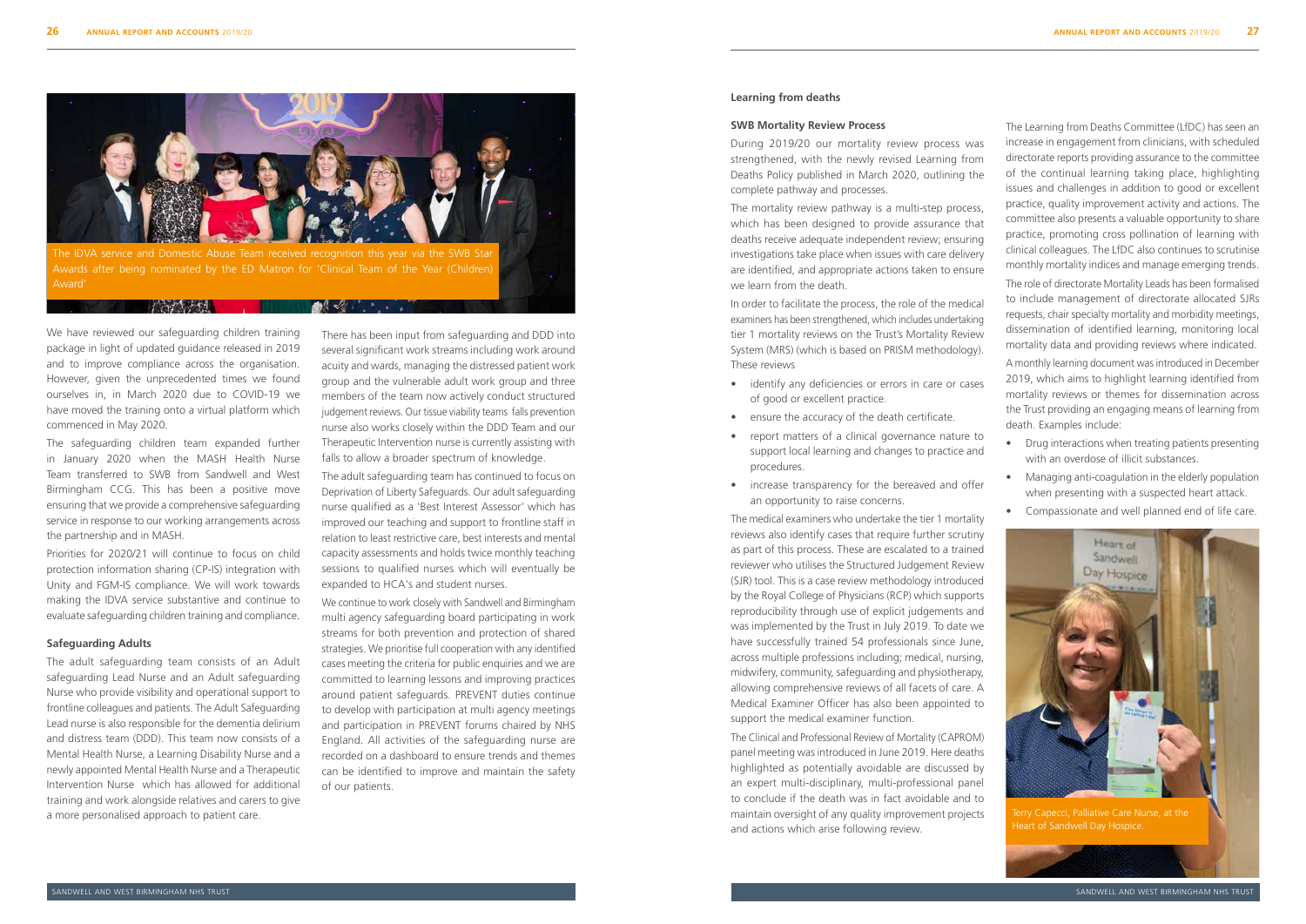The IDVA service and Domestic Abuse Team received recognition this year via the SWB Star Awards after being nominated by the ED Matron for 'Clinical Team of the Year (Children) Award'

We have reviewed our safeguarding children training package in light of updated guidance released in 2019 and to improve compliance across the organisation. However, given the unprecedented times we found ourselves in, in March 2020 due to COVID-19 we have moved the training onto a virtual platform which commenced in May 2020.

The safeguarding children team expanded further in January 2020 when the MASH Health Nurse Team transferred to SWB from Sandwell and West Birmingham CCG. This has been a positive move ensuring that we provide a comprehensive safeguarding service in response to our working arrangements across the partnership and in MASH.

Priorities for 2020/21 will continue to focus on child protection information sharing (CP-IS) integration with Unity and FGM-IS compliance. We will work towards making the IDVA service substantive and continue to evaluate safeguarding children training and compliance.

### Safeguarding Adults

The adult safeguarding team consists of an Adult safeguarding Lead Nurse and an Adult safeguarding Nurse who provide visibility and operational support to frontline colleagues and patients. The Adult Safeguarding Lead nurse is also responsible for the dementia delirium and distress team (DDD). This team now consists of a Mental Health Nurse, a Learning Disability Nurse and a newly appointed Mental Health Nurse and a Therapeutic Intervention Nurse which has allowed for additional training and work alongside relatives and carers to give a more personalised approach to patient care.

There has been input from safeguarding and DDD into several significant work streams including work around acuity and wards, managing the distressed patient work group and the vulnerable adult work group and three members of the team now actively conduct structured judgement reviews. Our tissue viability teams falls prevention nurse also works closely within the DDD Team and our Therapeutic Intervention nurse is currently assisting with falls to allow a broader spectrum of knowledge.

The adult safeguarding team has continued to focus on Deprivation of Liberty Safeguards. Our adult safeguarding nurse qualified as a 'Best Interest Assessor' which has improved our teaching and support to frontline staff in relation to least restrictive care, best interests and mental capacity assessments and holds twice monthly teaching sessions to qualified nurses which will eventually be expanded to HCA's and student nurses.

We continue to work closely with Sandwell and Birmingham multi agency safeguarding board participating in work streams for both prevention and protection of shared strategies. We prioritise full cooperation with any identified cases meeting the criteria for public enquiries and we are committed to learning lessons and improving practices around patient safeguards. PREVENT duties continue to develop with participation at multi agency meetings and participation in PREVENT forums chaired by NHS England. All activities of the safeguarding nurse are recorded on a dashboard to ensure trends and themes can be identified to improve and maintain the safety of our patients.

## Learning from deaths

### SWB Mortality Review Process

During 2019/20 our mortality review process was strengthened, with the newly revised Learning from Deaths Policy published in March 2020, outlining the complete pathway and processes.

The mortality review pathway is a multi-step process, which has been designed to provide assurance that deaths receive adequate independent review; ensuring investigations take place when issues with care delivery are identified, and appropriate actions taken to ensure we learn from the death.

In order to facilitate the process, the role of the medical examiners has been strengthened, which includes undertaking tier 1 mortality reviews on the Trust's Mortality Review System (MRS) (which is based on PRISM methodology). These reviews

- identify any deficiencies or errors in care or cases of good or excellent practice.
- ensure the accuracy of the death certificate.
- report matters of a clinical governance nature to support local learning and changes to practice and procedures.
- increase transparency for the bereaved and offer an opportunity to raise concerns.

The medical examiners who undertake the tier 1 mortality reviews also identify cases that require further scrutiny as part of this process. These are escalated to a trained reviewer who utilises the Structured Judgement Review (SJR) tool. This is a case review methodology introduced by the Royal College of Physicians (RCP) which supports reproducibility through use of explicit judgements and was implemented by the Trust in July 2019. To date we have successfully trained 54 professionals since June, across multiple professions including; medical, nursing, midwifery, community, safeguarding and physiotherapy, allowing comprehensive reviews of all facets of care. A Medical Examiner Officer has also been appointed to support the medical examiner function.

The Clinical and Professional Review of Mortality (CAPROM) panel meeting was introduced in June 2019. Here deaths highlighted as potentially avoidable are discussed by an expert multi-disciplinary, multi-professional panel to conclude if the death was in fact avoidable and to maintain oversight of any quality improvement projects and actions which arise following review.

The Learning from Deaths Committee (LfDC) has seen an increase in engagement from clinicians, with scheduled directorate reports providing assurance to the committee of the continual learning taking place, highlighting issues and challenges in addition to good or excellent practice, quality improvement activity and actions. The committee also presents a valuable opportunity to share practice, promoting cross pollination of learning with clinical colleagues. The LfDC also continues to scrutinise monthly mortality indices and manage emerging trends.

The role of directorate Mortality Leads has been formalised to include management of directorate allocated SJRs requests, chair specialty mortality and morbidity meetings, dissemination of identified learning, monitoring local mortality data and providing reviews where indicated.

A monthly learning document was introduced in December 2019, which aims to highlight learning identified from mortality reviews or themes for dissemination across the Trust providing an engaging means of learning from death. Examples include:

- Drug interactions when treating patients presenting with an overdose of illicit substances.
- Managing anti-coagulation in the elderly population when presenting with a suspected heart attack.
- Compassionate and well planned end of life care.

Terry Capecci, Palliative Care Nurse, at the Heart of Sandwell Day Hospice.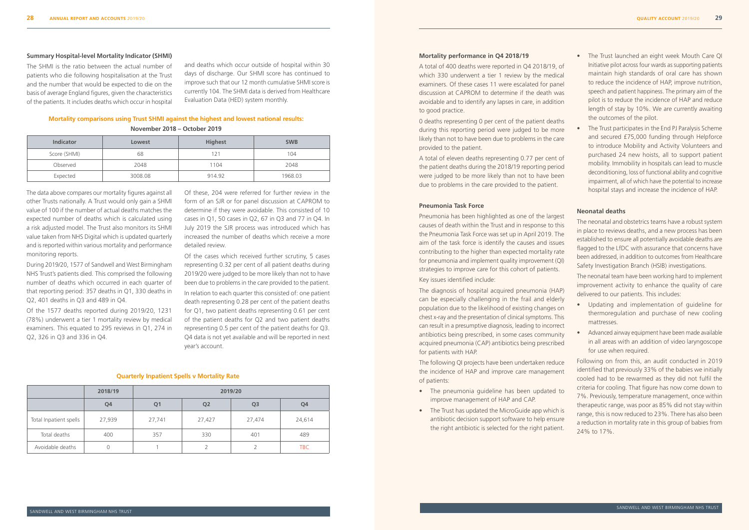### Summary Hospital-level Mortality Indicator (SHMI)

The SHMI is the ratio between the actual number of patients who die following hospitalisation at the Trust and the number that would be expected to die on the basis of average England figures, given the characteristics of the patients. It includes deaths which occur in hospital and deaths which occur outside of hospital within 30 days of discharge. Our SHMI score has continued to improve such that our 12 month cumulative SHMI score is currently 104. The SHMI data is derived from Healthcare Evaluation Data (HED) system monthly.

**Mortality comparisons using Trust SHMI against the highest and lowest national results:**

**November 2018 – October 2019**

| Indicator | Lowest | Highest | SWB |
|---|---|---|---|
| Score (SHMI) | 68 | 121 | 104 |
| Observed | 2048 | 1104 | 2048 |
| Expected | 3008.08 | 914.92 | 1968.03 |

The data above compares our mortality figures against all other Trusts nationally. A Trust would only gain a SHMI value of 100 if the number of actual deaths matches the expected number of deaths which is calculated using a risk adjusted model. The Trust also monitors its SHMI value taken from NHS Digital which is updated quarterly and is reported within various mortality and performance monitoring reports.

During 2019/20, 1577 of Sandwell and West Birmingham NHS Trust's patients died. This comprised the following number of deaths which occurred in each quarter of that reporting period: 357 deaths in Q1, 330 deaths in Q2, 401 deaths in Q3 and 489 in Q4.

Of the 1577 deaths reported during 2019/20, 1231 (78%) underwent a tier 1 mortality review by medical examiners. This equated to 295 reviews in Q1, 274 in Q2, 326 in Q3 and 336 in Q4.

Of these, 204 were referred for further review in the form of an SJR or for panel discussion at CAPROM to determine if they were avoidable. This consisted of 10 cases in Q1, 50 cases in Q2, 67 in Q3 and 77 in Q4. In July 2019 the SJR process was introduced which has increased the number of deaths which receive a more detailed review.

Of the cases which received further scrutiny, 5 cases representing 0.32 per cent of all patient deaths during 2019/20 were judged to be more likely than not to have been due to problems in the care provided to the patient.

In relation to each quarter this consisted of: one patient death representing 0.28 per cent of the patient deaths for Q1, two patient deaths representing 0.61 per cent of the patient deaths for Q2 and two patient deaths representing 0.5 per cent of the patient deaths for Q3. Q4 data is not yet available and will be reported in next year's account.

**Quarterly Inpatient Spells v Mortality Rate**

| | 2018/19 | 2019/20 | | | |
|---|---|---|---|---|---|
| | Q4 | Q1 | Q2 | Q3 | Q4 |
| Total Inpatient spells | 27,939 | 27,741 | 27,427 | 27,474 | 24,614 |
| Total deaths | 400 | 357 | 330 | 401 | 489 |
| Avoidable deaths | 0 | 1 | 2 | 2 | TBC |

### Mortality performance in Q4 2018/19

A total of 400 deaths were reported in Q4 2018/19, of which 330 underwent a tier 1 review by the medical examiners. Of these cases 11 were escalated for panel discussion at CAPROM to determine if the death was avoidable and to identify any lapses in care, in addition to good practice.

0 deaths representing 0 per cent of the patient deaths during this reporting period were judged to be more likely than not to have been due to problems in the care provided to the patient.

A total of eleven deaths representing 0.77 per cent of the patient deaths during the 2018/19 reporting period were judged to be more likely than not to have been due to problems in the care provided to the patient.

### Pneumonia Task Force

Pneumonia has been highlighted as one of the largest causes of death within the Trust and in response to this the Pneumonia Task Force was set up in April 2019. The aim of the task force is identify the causes and issues contributing to the higher than expected mortality rate for pneumonia and implement quality improvement (QI) strategies to improve care for this cohort of patients.

Key issues identified include:

The diagnosis of hospital acquired pneumonia (HAP) can be especially challenging in the frail and elderly population due to the likelihood of existing changes on chest x-ray and the presentation of clinical symptoms. This can result in a presumptive diagnosis, leading to incorrect antibiotics being prescribed, in some cases community acquired pneumonia (CAP) antibiotics being prescribed for patients with HAP.

The following QI projects have been undertaken reduce the incidence of HAP and improve care management of patients:

- The pneumonia guideline has been updated to improve management of HAP and CAP.
- The Trust has updated the MicroGuide app which is antibiotic decision support software to help ensure the right antibiotic is selected for the right patient.
- The Trust launched an eight week Mouth Care QI Initiative pilot across four wards as supporting patients maintain high standards of oral care has shown to reduce the incidence of HAP, improve nutrition, speech and patient happiness. The primary aim of the pilot is to reduce the incidence of HAP and reduce length of stay by 10%. We are currently awaiting the outcomes of the pilot.
- The Trust participates in the End PJ Paralysis Scheme and secured £75,000 funding through Helpforce to introduce Mobility and Activity Volunteers and purchased 24 new hoists, all to support patient mobility. Immobility in hospitals can lead to muscle deconditioning, loss of functional ability and cognitive impairment, all of which have the potential to increase hospital stays and increase the incidence of HAP.

### Neonatal deaths

The neonatal and obstetrics teams have a robust system in place to reviews deaths, and a new process has been established to ensure all potentially avoidable deaths are flagged to the LfDC with assurance that concerns have been addressed, in addition to outcomes from Healthcare Safety Investigation Branch (HSIB) investigations.

The neonatal team have been working hard to implement improvement activity to enhance the quality of care delivered to our patients. This includes:

- Updating and implementation of guideline for thermoregulation and purchase of new cooling mattresses.
- Advanced airway equipment have been made available in all areas with an addition of video laryngoscope for use when required.

Following on from this, an audit conducted in 2019 identified that previously 33% of the babies we initially cooled had to be rewarmed as they did not fulfil the criteria for cooling. That figure has now come down to 7%. Previously, temperature management, once within therapeutic range, was poor as 85% did not stay within range, this is now reduced to 23%. There has also been a reduction in mortality rate in this group of babies from 24% to 17%.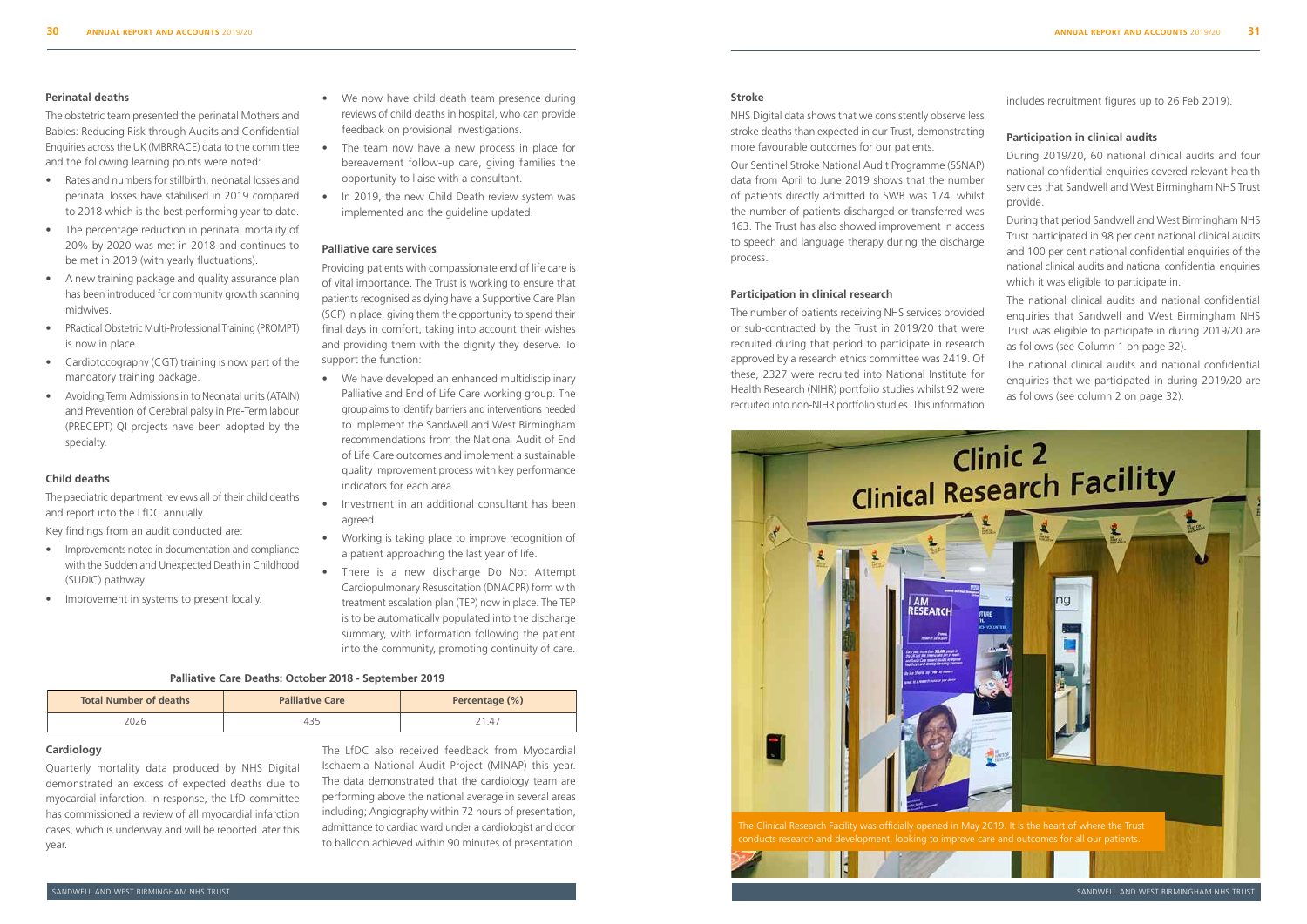### Perinatal deaths

The obstetric team presented the perinatal Mothers and Babies: Reducing Risk through Audits and Confidential Enquiries across the UK (MBRRACE) data to the committee and the following learning points were noted:

- Rates and numbers for stillbirth, neonatal losses and perinatal losses have stabilised in 2019 compared to 2018 which is the best performing year to date.
- The percentage reduction in perinatal mortality of 20% by 2020 was met in 2018 and continues to be met in 2019 (with yearly fluctuations).
- A new training package and quality assurance plan has been introduced for community growth scanning midwives.
- PRactical Obstetric Multi-Professional Training (PROMPT) is now in place.
- Cardiotocography (CGT) training is now part of the mandatory training package.
- Avoiding Term Admissions in to Neonatal units (ATAIN) and Prevention of Cerebral palsy in Pre-Term labour (PRECEPT) QI projects have been adopted by the specialty.

### Child deaths

The paediatric department reviews all of their child deaths and report into the LfDC annually.

Key findings from an audit conducted are:

- Improvements noted in documentation and compliance with the Sudden and Unexpected Death in Childhood (SUDIC) pathway.
- Improvement in systems to present locally.
- We now have child death team presence during reviews of child deaths in hospital, who can provide feedback on provisional investigations.
- The team now have a new process in place for bereavement follow-up care, giving families the opportunity to liaise with a consultant.
- In 2019, the new Child Death review system was implemented and the guideline updated.

### Palliative care services

Providing patients with compassionate end of life care is of vital importance. The Trust is working to ensure that patients recognised as dying have a Supportive Care Plan (SCP) in place, giving them the opportunity to spend their final days in comfort, taking into account their wishes and providing them with the dignity they deserve. To support the function:

- We have developed an enhanced multidisciplinary Palliative and End of Life Care working group. The group aims to identify barriers and interventions needed to implement the Sandwell and West Birmingham recommendations from the National Audit of End of Life Care outcomes and implement a sustainable quality improvement process with key performance indicators for each area.
- Investment in an additional consultant has been agreed.
- Working is taking place to improve recognition of a patient approaching the last year of life.
- There is a new discharge Do Not Attempt Cardiopulmonary Resuscitation (DNACPR) form with treatment escalation plan (TEP) now in place. The TEP is to be automatically populated into the discharge summary, with information following the patient into the community, promoting continuity of care.

**Palliative Care Deaths: October 2018 - September 2019**

| Total Number of deaths | Palliative Care | Percentage (%) |
|---|---|---|
| 2026 | 435 | 21.47 |

### Cardiology

Quarterly mortality data produced by NHS Digital demonstrated an excess of expected deaths due to myocardial infarction. In response, the LfD committee has commissioned a review of all myocardial infarction cases, which is underway and will be reported later this year.

The LfDC also received feedback from Myocardial Ischaemia National Audit Project (MINAP) this year. The data demonstrated that the cardiology team are performing above the national average in several areas including; Angiography within 72 hours of presentation, admittance to cardiac ward under a cardiologist and door to balloon achieved within 90 minutes of presentation.

### Stroke

NHS Digital data shows that we consistently observe less stroke deaths than expected in our Trust, demonstrating more favourable outcomes for our patients.

Our Sentinel Stroke National Audit Programme (SSNAP) data from April to June 2019 shows that the number of patients directly admitted to SWB was 174, whilst the number of patients discharged or transferred was 163. The Trust has also showed improvement in access to speech and language therapy during the discharge process.

### Participation in clinical research

The number of patients receiving NHS services provided or sub-contracted by the Trust in 2019/20 that were recruited during that period to participate in research approved by a research ethics committee was 2419. Of these, 2327 were recruited into National Institute for Health Research (NIHR) portfolio studies whilst 92 were recruited into non-NIHR portfolio studies. This information includes recruitment figures up to 26 Feb 2019).

### Participation in clinical audits

During 2019/20, 60 national clinical audits and four national confidential enquiries covered relevant health services that Sandwell and West Birmingham NHS Trust provide.

During that period Sandwell and West Birmingham NHS Trust participated in 98 per cent national clinical audits and 100 per cent national confidential enquiries of the national clinical audits and national confidential enquiries which it was eligible to participate in.

The national clinical audits and national confidential enquiries that Sandwell and West Birmingham NHS Trust was eligible to participate in during 2019/20 are as follows (see Column 1 on page 32).

The national clinical audits and national confidential enquiries that we participated in during 2019/20 are as follows (see column 2 on page 32).

The Clinical Research Facility was officially opened in May 2019. It is the heart of where the Trust conducts research and development, looking to improve care and outcomes for all our patients.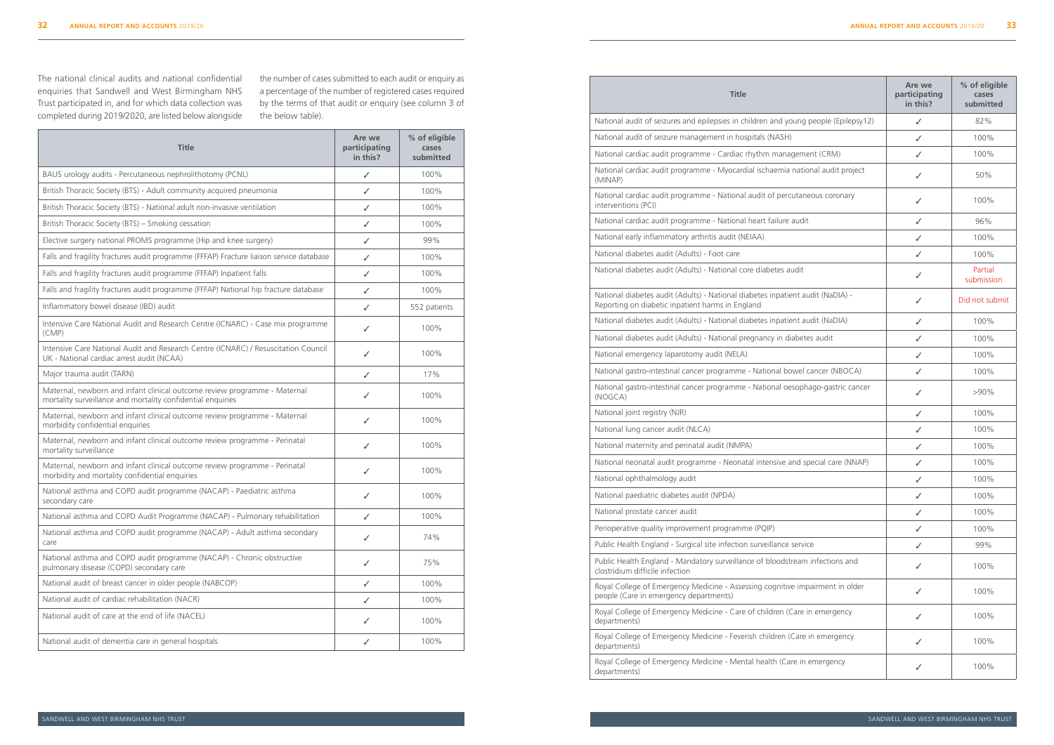The national clinical audits and national confidential enquiries that Sandwell and West Birmingham NHS Trust participated in, and for which data collection was completed during 2019/2020, are listed below alongside the number of cases submitted to each audit or enquiry as a percentage of the number of registered cases required by the terms of that audit or enquiry (see column 3 of the below table).

| Title | Are we participating in this? | % of eligible cases submitted |
|---|---|---|
| BAUS urology audits - Percutaneous nephrolithotomy (PCNL) | ✓ | 100% |
| British Thoracic Society (BTS) - Adult community acquired pneumonia | ✓ | 100% |
| British Thoracic Society (BTS) - National adult non-invasive ventilation | ✓ | 100% |
| British Thoracic Society (BTS) – Smoking cessation | ✓ | 100% |
| Elective surgery national PROMS programme (Hip and knee surgery) | ✓ | 99% |
| Falls and fragility fractures audit programme (FFFAP) Fracture liaison service database | ✓ | 100% |
| Falls and fragility fractures audit programme (FFFAP) Inpatient falls | ✓ | 100% |
| Falls and fragility fractures audit programme (FFFAP) National hip fracture database | ✓ | 100% |
| Inflammatory bowel disease (IBD) audit | ✓ | 552 patients |
| Intensive Care National Audit and Research Centre (ICNARC) - Case mix programme (CMP) | ✓ | 100% |
| Intensive Care National Audit and Research Centre (ICNARC) / Resuscitation Council UK - National cardiac arrest audit (NCAA) | ✓ | 100% |
| Major trauma audit (TARN) | ✓ | 17% |
| Maternal, newborn and infant clinical outcome review programme - Maternal mortality surveillance and mortality confidential enquiries | ✓ | 100% |
| Maternal, newborn and infant clinical outcome review programme - Maternal morbidity confidential enquiries | ✓ | 100% |
| Maternal, newborn and infant clinical outcome review programme - Perinatal mortality surveillance | ✓ | 100% |
| Maternal, newborn and infant clinical outcome review programme - Perinatal morbidity and mortality confidential enquiries | ✓ | 100% |
| National asthma and COPD audit programme (NACAP) - Paediatric asthma secondary care | ✓ | 100% |
| National asthma and COPD Audit Programme (NACAP) - Pulmonary rehabilitation | ✓ | 100% |
| National asthma and COPD audit programme (NACAP) - Adult asthma secondary care | ✓ | 74% |
| National asthma and COPD audit programme (NACAP) - Chronic obstructive pulmonary disease (COPD) secondary care | ✓ | 75% |
| National audit of breast cancer in older people (NABCOP) | ✓ | 100% |
| National audit of cardiac rehabilitation (NACR) | ✓ | 100% |
| National audit of care at the end of life (NACEL) | ✓ | 100% |
| National audit of dementia care in general hospitals | ✓ | 100% |
| National audit of seizures and epilepsies in children and young people (Epilepsy12) | ✓ | 82% |
| National audit of seizure management in hospitals (NASH) | ✓ | 100% |
| National cardiac audit programme - Cardiac rhythm management (CRM) | ✓ | 100% |
| National cardiac audit programme - Myocardial ischaemia national audit project (MINAP) | ✓ | 50% |
| National cardiac audit programme - National audit of percutaneous coronary interventions (PCI) | ✓ | 100% |
| National cardiac audit programme - National heart failure audit | ✓ | 96% |
| National early inflammatory arthritis audit (NEIAA) | ✓ | 100% |
| National diabetes audit (Adults) - Foot care | ✓ | 100% |
| National diabetes audit (Adults) - National core diabetes audit | ✓ | Partial submission |
| National diabetes audit (Adults) - National diabetes inpatient audit (NaDIA) - Reporting on diabetic inpatient harms in England | ✓ | Did not submit |
| National diabetes audit (Adults) - National diabetes inpatient audit (NaDIA) | ✓ | 100% |
| National diabetes audit (Adults) - National pregnancy in diabetes audit | ✓ | 100% |
| National emergency laparotomy audit (NELA) | ✓ | 100% |
| National gastro-intestinal cancer programme - National bowel cancer (NBOCA) | ✓ | 100% |
| National gastro-intestinal cancer programme - National oesophago-gastric cancer (NOGCA) | ✓ | >90% |
| National joint registry (NJR) | ✓ | 100% |
| National lung cancer audit (NLCA) | ✓ | 100% |
| National maternity and perinatal audit (NMPA) | ✓ | 100% |
| National neonatal audit programme - Neonatal intensive and special care (NNAP) | ✓ | 100% |
| National ophthalmology audit | ✓ | 100% |
| National paediatric diabetes audit (NPDA) | ✓ | 100% |
| National prostate cancer audit | ✓ | 100% |
| Perioperative quality improvement programme (PQIP) | ✓ | 100% |
| Public Health England - Surgical site infection surveillance service | ✓ | 99% |
| Public Health England - Mandatory surveillance of bloodstream infections and clostridium difficile infection | ✓ | 100% |
| Royal College of Emergency Medicine - Assessing cognitive impairment in older people (Care in emergency departments) | ✓ | 100% |
| Royal College of Emergency Medicine - Care of children (Care in emergency departments) | ✓ | 100% |
| Royal College of Emergency Medicine - Feverish children (Care in emergency departments) | ✓ | 100% |
| Royal College of Emergency Medicine - Mental health (Care in emergency departments) | ✓ | 100% |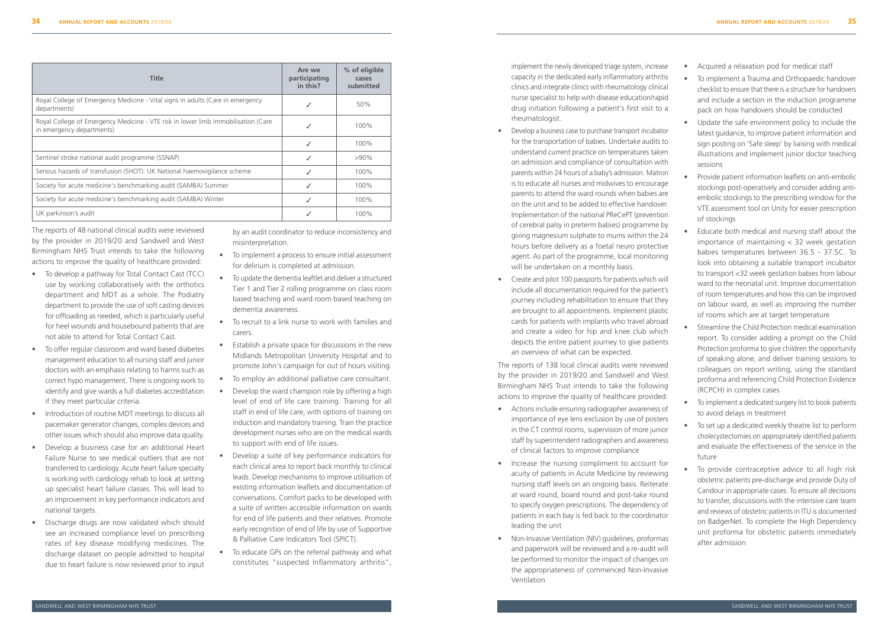| Title | Are we participating in this? | % of eligible cases submitted |
|---|---|---|
| Royal College of Emergency Medicine - Vital signs in adults (Care in emergency departments) | ✓ | 50% |
| Royal College of Emergency Medicine - VTE risk in lower limb immobilisation (Care in emergency departments) | ✓ | 100% |
| | ✓ | 100% |
| Sentinel stroke national audit programme (SSNAP) | ✓ | >90% |
| Serious hazards of transfusion (SHOT): UK National haemovigilance scheme | ✓ | 100% |
| Society for acute medicine's benchmarking audit (SAMBA) Summer | ✓ | 100% |
| Society for acute medicine's benchmarking audit (SAMBA) Winter | ✓ | 100% |
| UK parkinson's audit | ✓ | 100% |

The reports of 48 national clinical audits were reviewed by the provider in 2019/20 and Sandwell and West Birmingham NHS Trust intends to take the following actions to improve the quality of healthcare provided:

- To develop a pathway for Total Contact Cast (TCC) use by working collaboratively with the orthotics department and MDT as a whole. The Podiatry department to provide the use of soft casting devices for offloading as needed, which is particularly useful for heel wounds and housebound patients that are not able to attend for Total Contact Cast.
- To offer regular classroom and ward based diabetes management education to all nursing staff and junior doctors with an emphasis relating to harms such as correct hypo management. There is ongoing work to identify and give wards a full diabetes accreditation if they meet particular criteria.
- Introduction of routine MDT meetings to discuss all pacemaker generator changes, complex devices and other issues which should also improve data quality.
- Develop a business case for an additional Heart Failure Nurse to see medical outliers that are not transferred to cardiology. Acute heart failure specialty is working with cardiology rehab to look at setting up specialist heart failure classes. This will lead to an improvement in key performance indicators and national targets.
- Discharge drugs are now validated which should see an increased compliance level on prescribing rates of key disease modifying medicines. The discharge dataset on people admitted to hospital due to heart failure is now reviewed prior to input by an audit coordinator to reduce inconsistency and misinterpretation.
- To implement a process to ensure initial assessment for delirium is completed at admission.
- To update the dementia leaflet and deliver a structured Tier 1 and Tier 2 rolling programme on class room based teaching and ward room based teaching on dementia awareness.
- To recruit to a link nurse to work with families and carers.
- Establish a private space for discussions in the new Midlands Metropolitan University Hospital and to promote John's campaign for out of hours visiting.
- To employ an additional palliative care consultant.
- Develop the ward champion role by offering a high level of end of life care training. Training for all staff in end of life care, with options of training on induction and mandatory training. Train the practice development nurses who are on the medical wards to support with end of life issues.
- Develop a suite of key performance indicators for each clinical area to report back monthly to clinical leads. Develop mechanisms to improve utilisation of existing information leaflets and documentation of conversations. Comfort packs to be developed with a suite of written accessible information on wards for end of life patients and their relatives. Promote early recognition of end of life by use of Supportive & Palliative Care Indicators Tool (SPICT).
- To educate GPs on the referral pathway and what constitutes "suspected Inflammatory arthritis", implement the newly developed triage system, increase capacity in the dedicated early inflammatory arthritis clinics and integrate clinics with rheumatology clinical nurse specialist to help with disease education/rapid drug initiation following a patient's first visit to a rheumatologist.
- Develop a business case to purchase transport incubator for the transportation of babies. Undertake audits to understand current practice on temperatures taken on admission and compliance of consultation with parents within 24 hours of a baby's admission. Matron is to educate all nurses and midwives to encourage parents to attend the ward rounds when babies are on the unit and to be added to effective handover. Implementation of the national PReCePT (prevention of cerebral palsy in preterm babies) programme by giving magnesium sulphate to mums within the 24 hours before delivery as a foetal neuro protective agent. As part of the programme, local monitoring will be undertaken on a monthly basis.
- Create and pilot 100 passports for patients which will include all documentation required for the patient's journey including rehabilitation to ensure that they are brought to all appointments. Implement plastic cards for patients with implants who travel abroad and create a video for hip and knee club which depicts the entire patient journey to give patients an overview of what can be expected.

The reports of 138 local clinical audits were reviewed by the provider in 2019/20 and Sandwell and West Birmingham NHS Trust intends to take the following actions to improve the quality of healthcare provided:

- Actions include ensuring radiographer awareness of importance of eye lens exclusion by use of posters in the CT control rooms, supervision of more junior staff by superintendent radiographers and awareness of clinical factors to improve compliance
- Increase the nursing compliment to account for acuity of patients in Acute Medicine by reviewing nursing staff levels on an ongoing basis. Reiterate at ward round, board round and post-take round to specify oxygen prescriptions. The dependency of patients in each bay is fed back to the coordinator leading the unit
- Non-Invasive Ventilation (NIV) guidelines, proformas and paperwork will be reviewed and a re-audit will be performed to monitor the impact of changes on the appropriateness of commenced Non-Invasive Ventilation
- Acquired a relaxation pod for medical staff
- To implement a Trauma and Orthopaedic handover checklist to ensure that there is a structure for handovers and include a section in the induction programme pack on how handovers should be conducted
- Update the safe environment policy to include the latest guidance, to improve patient information and sign posting on 'Safe sleep' by liaising with medical illustrations and implement junior doctor teaching sessions
- Provide patient information leaflets on anti-embolic stockings post-operatively and consider adding anti-embolic stockings to the prescribing window for the VTE assessment tool on Unity for easier prescription of stockings
- Educate both medical and nursing staff about the importance of maintaining < 32 week gestation babies temperatures between 36.5 - 37.5C. To look into obtaining a suitable transport incubator to transport <32 week gestation babies from labour ward to the neonatal unit. Improve documentation of room temperatures and how this can be improved on labour ward, as well as improving the number of rooms which are at target temperature
- Streamline the Child Protection medical examination report. To consider adding a prompt on the Child Protection proforma to give children the opportunity of speaking alone, and deliver training sessions to colleagues on report writing, using the standard proforma and referencing Child Protection Evidence (RCPCH) in complex cases
- To implement a dedicated surgery list to book patients to avoid delays in treatment
- To set up a dedicated weekly theatre list to perform cholecystectomies on appropriately identified patients and evaluate the effectiveness of the service in the future
- To provide contraceptive advice to all high risk obstetric patients pre-discharge and provide Duty of Candour in appropriate cases. To ensure all decisions to transfer, discussions with the intensive care team and reviews of obstetric patients in ITU is documented on BadgerNet. To complete the High Dependency unit proforma for obstetric patients immediately after admission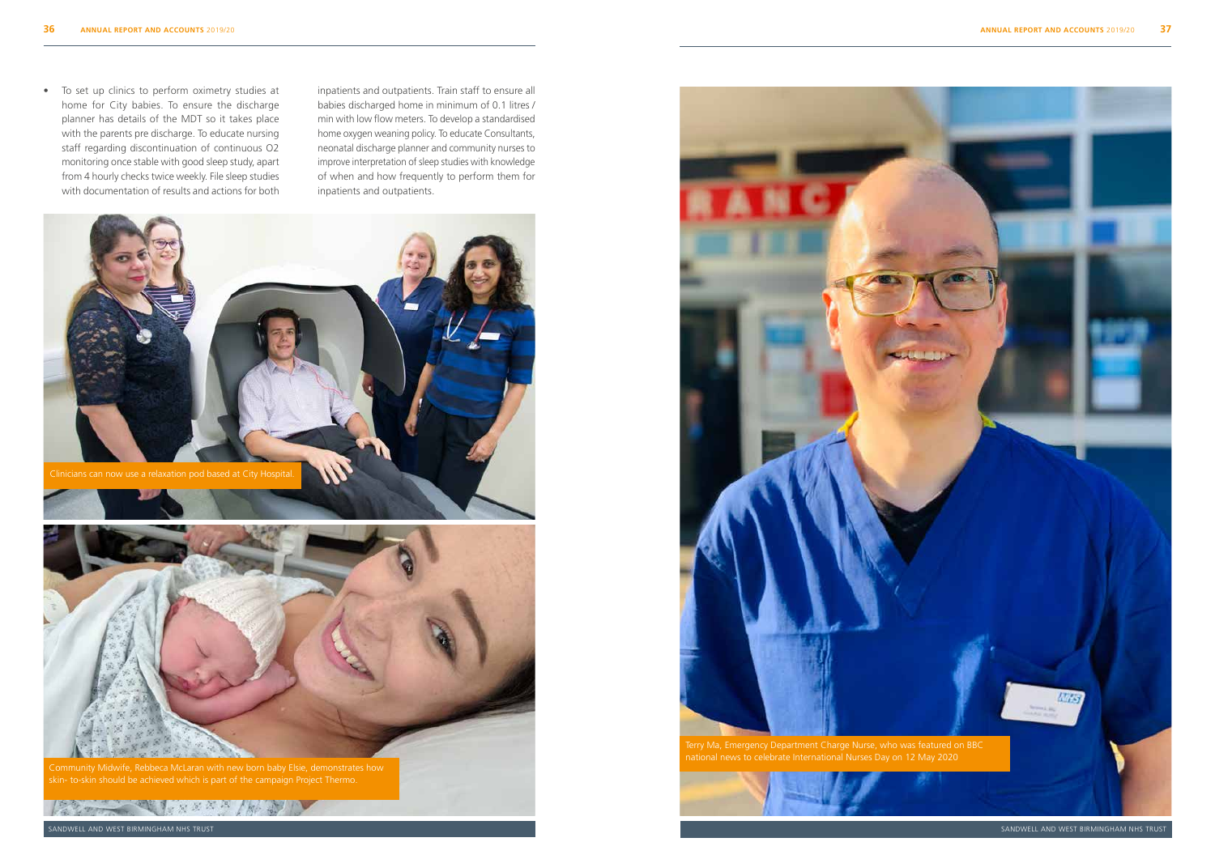- To set up clinics to perform oximetry studies at home for City babies. To ensure the discharge planner has details of the MDT so it takes place with the parents pre discharge. To educate nursing staff regarding discontinuation of continuous O2 monitoring once stable with good sleep study, apart from 4 hourly checks twice weekly. File sleep studies with documentation of results and actions for both inpatients and outpatients. Train staff to ensure all babies discharged home in minimum of 0.1 litres / min with low flow meters. To develop a standardised home oxygen weaning policy. To educate Consultants, neonatal discharge planner and community nurses to improve interpretation of sleep studies with knowledge of when and how frequently to perform them for inpatients and outpatients.

Clinicians can now use a relaxation pod based at City Hospital.

Community Midwife, Rebbeca McLaran with new born baby Elsie, demonstrates how skin- to-skin should be achieved which is part of the campaign Project Thermo.

Terry Ma, Emergency Department Charge Nurse, who was featured on BBC national news to celebrate International Nurses Day on 12 May 2020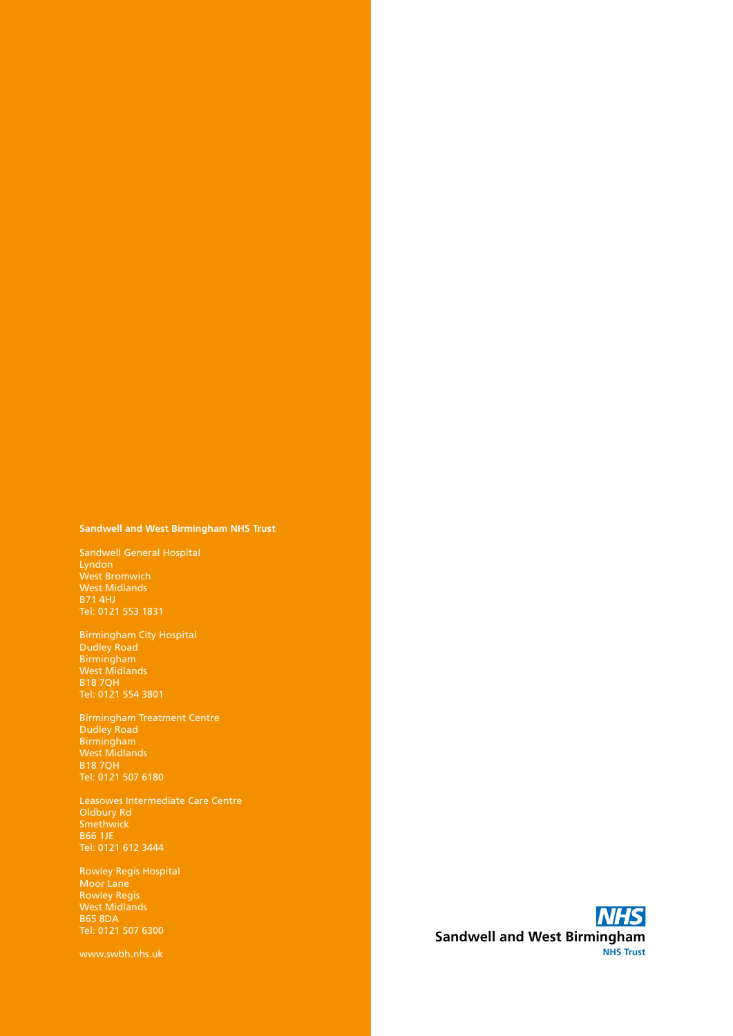**Sandwell and West Birmingham NHS Trust**

Sandwell General Hospital
Lyndon
West Bromwich
West Midlands
B71 4HJ
Tel: 0121 553 1831

Birmingham City Hospital
Dudley Road
Birmingham
West Midlands
B18 7QH
Tel: 0121 554 3801

Birmingham Treatment Centre
Dudley Road
Birmingham
West Midlands
B18 7QH
Tel: 0121 507 6180

Leasowes Intermediate Care Centre
Oldbury Rd
Smethwick
B66 1JE
Tel: 0121 612 3444

Rowley Regis Hospital
Moor Lane
Rowley Regis
West Midlands
B65 8DA
Tel: 0121 507 6300

www.swbh.nhs.uk

NHS
**Sandwell and West Birmingham**
NHS Trust